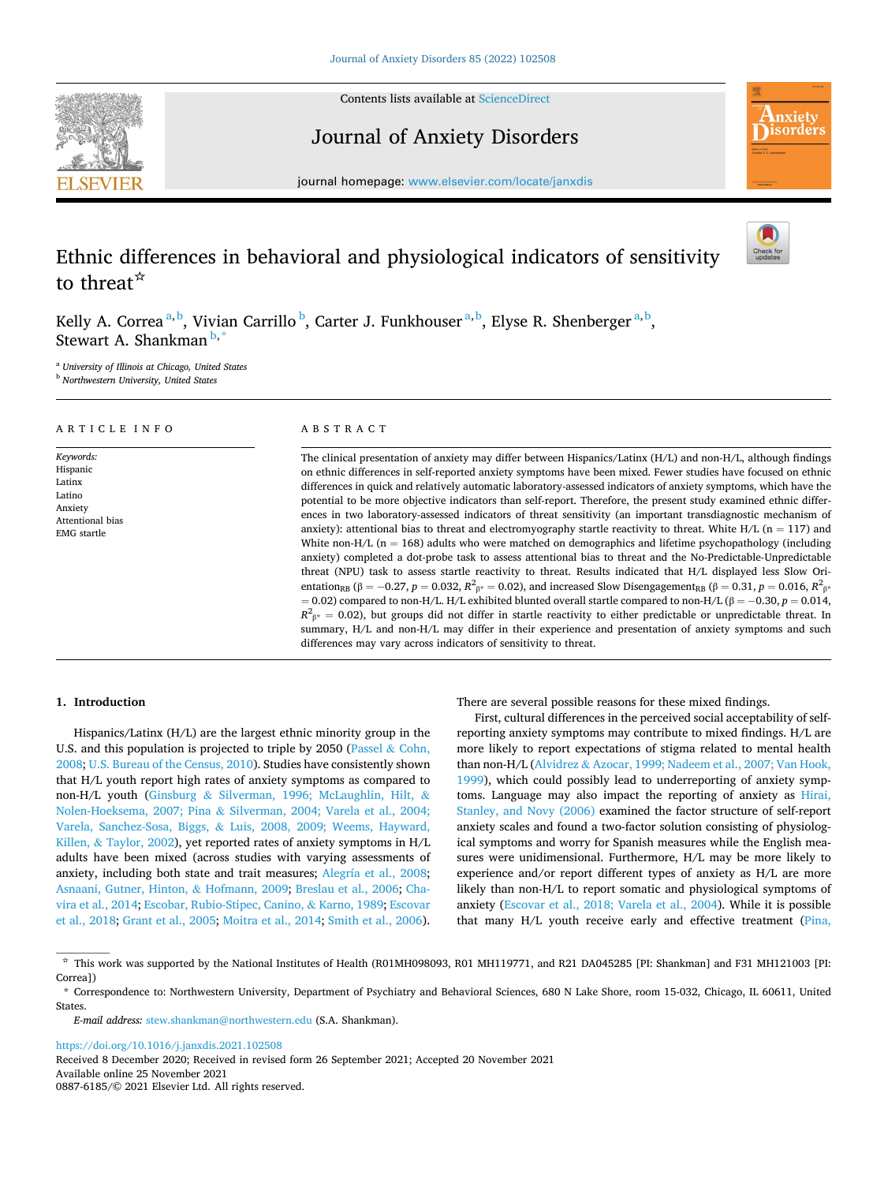# Ethnic differences in behavioral and physiological indicators of sensitivity to threat☆

Kelly A. Correa [a,b], Vivian Carrillo [b], Carter J. Funkhouser [a,b], Elyse R. Shenberger [a,b], Stewart A. Shankman [b,*]

[a] University of Illinois at Chicago, United States
[b] Northwestern University, United States

**ARTICLE INFO**

*Keywords:*
Hispanic
Latinx
Latino
Anxiety
Attentional bias
EMG startle

**ABSTRACT**

The clinical presentation of anxiety may differ between Hispanics/Latinx (H/L) and non-H/L, although findings on ethnic differences in self-reported anxiety symptoms have been mixed. Fewer studies have focused on ethnic differences in quick and relatively automatic laboratory-assessed indicators of anxiety symptoms, which have the potential to be more objective indicators than self-report. Therefore, the present study examined ethnic differences in two laboratory-assessed indicators of threat sensitivity (an important transdiagnostic mechanism of anxiety): attentional bias to threat and electromyography startle reactivity to threat. White H/L (n = 117) and White non-H/L (n = 168) adults who were matched on demographics and lifetime psychopathology (including anxiety) completed a dot-probe task to assess attentional bias to threat and the No-Predictable-Unpredictable threat (NPU) task to assess startle reactivity to threat. Results indicated that H/L displayed less Slow Orientation$_{RB}$ ($\beta = -0.27$, $p = 0.032$, $R^2_{\beta*} = 0.02$), and increased Slow Disengagement$_{RB}$ ($\beta = 0.31$, $p = 0.016$, $R^2_{\beta*} = 0.02$) compared to non-H/L. H/L exhibited blunted overall startle compared to non-H/L ($\beta = -0.30$, $p = 0.014$, $R^2_{\beta*} = 0.02$), but groups did not differ in startle reactivity to either predictable or unpredictable threat. In summary, H/L and non-H/L may differ in their experience and presentation of anxiety symptoms and such differences may vary across indicators of sensitivity to threat.

## 1. Introduction

Hispanics/Latinx (H/L) are the largest ethnic minority group in the U.S. and this population is projected to triple by 2050 (Passel & Cohn, 2008; U.S. Bureau of the Census, 2010). Studies have consistently shown that H/L youth report high rates of anxiety symptoms as compared to non-H/L youth (Ginsburg & Silverman, 1996; McLaughlin, Hilt, & Nolen-Hoeksema, 2007; Pina & Silverman, 2004; Varela et al., 2004; Varela, Sanchez-Sosa, Biggs, & Luis, 2008, 2009; Weems, Hayward, Killen, & Taylor, 2002), yet reported rates of anxiety symptoms in H/L adults have been mixed (across studies with varying assessments of anxiety, including both state and trait measures; Alegría et al., 2008; Asnaani, Gutner, Hinton, & Hofmann, 2009; Breslau et al., 2006; Chavira et al., 2014; Escobar, Rubio-Stipec, Canino, & Karno, 1989; Escovar et al., 2018; Grant et al., 2005; Moitra et al., 2014; Smith et al., 2006). There are several possible reasons for these mixed findings.

First, cultural differences in the perceived social acceptability of self-reporting anxiety symptoms may contribute to mixed findings. H/L are more likely to report expectations of stigma related to mental health than non-H/L (Alvidrez & Azocar, 1999; Nadeem et al., 2007; Van Hook, 1999), which could possibly lead to underreporting of anxiety symptoms. Language may also impact the reporting of anxiety as Hirai, Stanley, and Novy (2006) examined the factor structure of self-report anxiety scales and found a two-factor solution consisting of physiological symptoms and worry for Spanish measures while the English measures were unidimensional. Furthermore, H/L may be more likely to experience and/or report different types of anxiety as H/L are more likely than non-H/L to report somatic and physiological symptoms of anxiety (Escovar et al., 2018; Varela et al., 2004). While it is possible that many H/L youth receive early and effective treatment (Pina,

---

☆ This work was supported by the National Institutes of Health (R01MH098093, R01 MH119771, and R21 DA045285 [PI: Shankman] and F31 MH121003 [PI: Correa])

\* Correspondence to: Northwestern University, Department of Psychiatry and Behavioral Sciences, 680 N Lake Shore, room 15-032, Chicago, IL 60611, United States.

*E-mail address:* stew.shankman@northwestern.edu (S.A. Shankman).

https://doi.org/10.1016/j.janxdis.2021.102508
Received 8 December 2020; Received in revised form 26 September 2021; Accepted 20 November 2021
Available online 25 November 2021
0887-6185/© 2021 Elsevier Ltd. All rights reserved.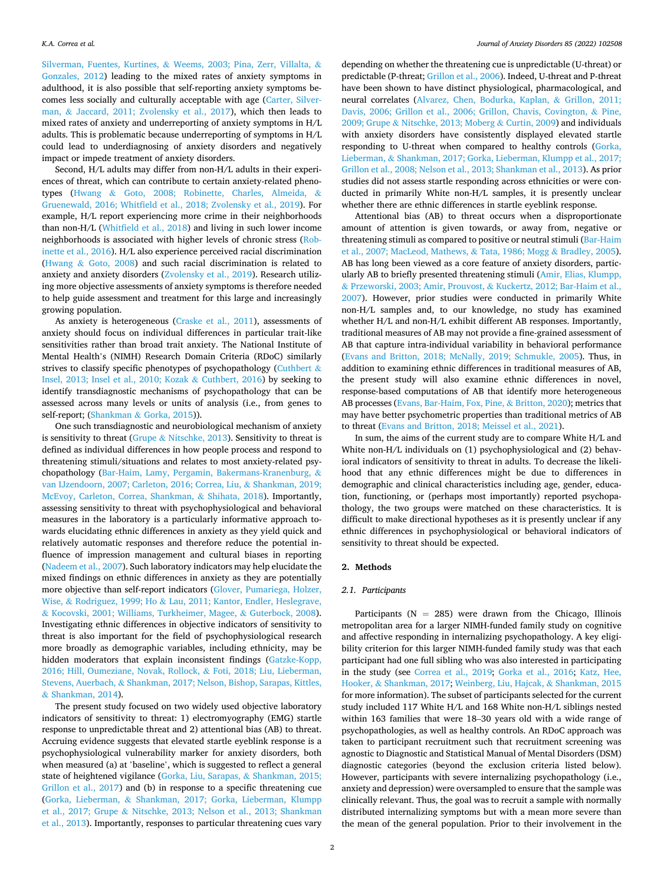Silverman, Fuentes, Kurtines, & Weems, 2003; Pina, Zerr, Villalta, & Gonzales, 2012) leading to the mixed rates of anxiety symptoms in adulthood, it is also possible that self-reporting anxiety symptoms becomes less socially and culturally acceptable with age (Carter, Silverman, & Jaccard, 2011; Zvolensky et al., 2017), which then leads to mixed rates of anxiety and underreporting of anxiety symptoms in H/L adults. This is problematic because underreporting of symptoms in H/L could lead to underdiagnosing of anxiety disorders and negatively impact or impede treatment of anxiety disorders.

Second, H/L adults may differ from non-H/L adults in their experiences of threat, which can contribute to certain anxiety-related phenotypes (Hwang & Goto, 2008; Robinette, Charles, Almeida, & Gruenewald, 2016; Whitfield et al., 2018; Zvolensky et al., 2019). For example, H/L report experiencing more crime in their neighborhoods than non-H/L (Whitfield et al., 2018) and living in such lower income neighborhoods is associated with higher levels of chronic stress (Robinette et al., 2016). H/L also experience perceived racial discrimination (Hwang & Goto, 2008) and such racial discrimination is related to anxiety and anxiety disorders (Zvolensky et al., 2019). Research utilizing more objective assessments of anxiety symptoms is therefore needed to help guide assessment and treatment for this large and increasingly growing population.

As anxiety is heterogeneous (Craske et al., 2011), assessments of anxiety should focus on individual differences in particular trait-like sensitivities rather than broad trait anxiety. The National Institute of Mental Health's (NIMH) Research Domain Criteria (RDoC) similarly strives to classify specific phenotypes of psychopathology (Cuthbert & Insel, 2013; Insel et al., 2010; Kozak & Cuthbert, 2016) by seeking to identify transdiagnostic mechanisms of psychopathology that can be assessed across many levels or units of analysis (i.e., from genes to self-report; (Shankman & Gorka, 2015)).

One such transdiagnostic and neurobiological mechanism of anxiety is sensitivity to threat (Grupe & Nitschke, 2013). Sensitivity to threat is defined as individual differences in how people process and respond to threatening stimuli/situations and relates to most anxiety-related psychopathology (Bar-Haim, Lamy, Pergamin, Bakermans-Kranenburg, & van IJzendoorn, 2007; Carleton, 2016; Correa, Liu, & Shankman, 2019; McEvoy, Carleton, Correa, Shankman, & Shihata, 2018). Importantly, assessing sensitivity to threat with psychophysiological and behavioral measures in the laboratory is a particularly informative approach towards elucidating ethnic differences in anxiety as they yield quick and relatively automatic responses and therefore reduce the potential influence of impression management and cultural biases in reporting (Nadeem et al., 2007). Such laboratory indicators may help elucidate the mixed findings on ethnic differences in anxiety as they are potentially more objective than self-report indicators (Glover, Pumariega, Holzer, Wise, & Rodriguez, 1999; Ho & Lau, 2011; Kantor, Endler, Heslegrave, & Kocovski, 2001; Williams, Turkheimer, Magee, & Guterbock, 2008). Investigating ethnic differences in objective indicators of sensitivity to threat is also important for the field of psychophysiological research more broadly as demographic variables, including ethnicity, may be hidden moderators that explain inconsistent findings (Gatzke-Kopp, 2016; Hill, Oumeziane, Novak, Rollock, & Foti, 2018; Liu, Lieberman, Stevens, Auerbach, & Shankman, 2017; Nelson, Bishop, Sarapas, Kittles, & Shankman, 2014).

The present study focused on two widely used objective laboratory indicators of sensitivity to threat: 1) electromyography (EMG) startle response to unpredictable threat and 2) attentional bias (AB) to threat. Accruing evidence suggests that elevated startle eyeblink response is a psychophysiological vulnerability marker for anxiety disorders, both when measured (a) at 'baseline', which is suggested to reflect a general state of heightened vigilance (Gorka, Liu, Sarapas, & Shankman, 2015; Grillon et al., 2017) and (b) in response to a specific threatening cue (Gorka, Lieberman, & Shankman, 2017; Gorka, Lieberman, Klumpp et al., 2017; Grupe & Nitschke, 2013; Nelson et al., 2013; Shankman et al., 2013). Importantly, responses to particular threatening cues vary depending on whether the threatening cue is unpredictable (U-threat) or predictable (P-threat; Grillon et al., 2006). Indeed, U-threat and P-threat have been shown to have distinct physiological, pharmacological, and neural correlates (Alvarez, Chen, Bodurka, Kaplan, & Grillon, 2011; Davis, 2006; Grillon et al., 2006; Grillon, Chavis, Covington, & Pine, 2009; Grupe & Nitschke, 2013; Moberg & Curtin, 2009) and individuals with anxiety disorders have consistently displayed elevated startle responding to U-threat when compared to healthy controls (Gorka, Lieberman, & Shankman, 2017; Gorka, Lieberman, Klumpp et al., 2017; Grillon et al., 2008; Nelson et al., 2013; Shankman et al., 2013). As prior studies did not assess startle responding across ethnicities or were conducted in primarily White non-H/L samples, it is presently unclear whether there are ethnic differences in startle eyeblink response.

Attentional bias (AB) to threat occurs when a disproportionate amount of attention is given towards, or away from, negative or threatening stimuli as compared to positive or neutral stimuli (Bar-Haim et al., 2007; MacLeod, Mathews, & Tata, 1986; Mogg & Bradley, 2005). AB has long been viewed as a core feature of anxiety disorders, particularly AB to briefly presented threatening stimuli (Amir, Elias, Klumpp, & Przeworski, 2003; Amir, Prouvost, & Kuckertz, 2012; Bar-Haim et al., 2007). However, prior studies were conducted in primarily White non-H/L samples and, to our knowledge, no study has examined whether H/L and non-H/L exhibit different AB responses. Importantly, traditional measures of AB may not provide a fine-grained assessment of AB that capture intra-individual variability in behavioral performance (Evans and Britton, 2018; McNally, 2019; Schmukle, 2005). Thus, in addition to examining ethnic differences in traditional measures of AB, the present study will also examine ethnic differences in novel, response-based computations of AB that identify more heterogeneous AB processes (Evans, Bar-Haim, Fox, Pine, & Britton, 2020); metrics that may have better psychometric properties than traditional metrics of AB to threat (Evans and Britton, 2018; Meissel et al., 2021).

In sum, the aims of the current study are to compare White H/L and White non-H/L individuals on (1) psychophysiological and (2) behavioral indicators of sensitivity to threat in adults. To decrease the likelihood that any ethnic differences might be due to differences in demographic and clinical characteristics including age, gender, education, functioning, or (perhaps most importantly) reported psychopathology, the two groups were matched on these characteristics. It is difficult to make directional hypotheses as it is presently unclear if any ethnic differences in psychophysiological or behavioral indicators of sensitivity to threat should be expected.

## 2. Methods

### 2.1. Participants

Participants (N = 285) were drawn from the Chicago, Illinois metropolitan area for a larger NIMH-funded family study on cognitive and affective responding in internalizing psychopathology. A key eligibility criterion for this larger NIMH-funded family study was that each participant had one full sibling who was also interested in participating in the study (see Correa et al., 2019; Gorka et al., 2016; Katz, Hee, Hooker, & Shankman, 2017; Weinberg, Liu, Hajcak, & Shankman, 2015 for more information). The subset of participants selected for the current study included 117 White H/L and 168 White non-H/L siblings nested within 163 families that were 18–30 years old with a wide range of psychopathologies, as well as healthy controls. An RDoC approach was taken to participant recruitment such that recruitment screening was agnostic to Diagnostic and Statistical Manual of Mental Disorders (DSM) diagnostic categories (beyond the exclusion criteria listed below). However, participants with severe internalizing psychopathology (i.e., anxiety and depression) were oversampled to ensure that the sample was clinically relevant. Thus, the goal was to recruit a sample with normally distributed internalizing symptoms but with a mean more severe than the mean of the general population. Prior to their involvement in the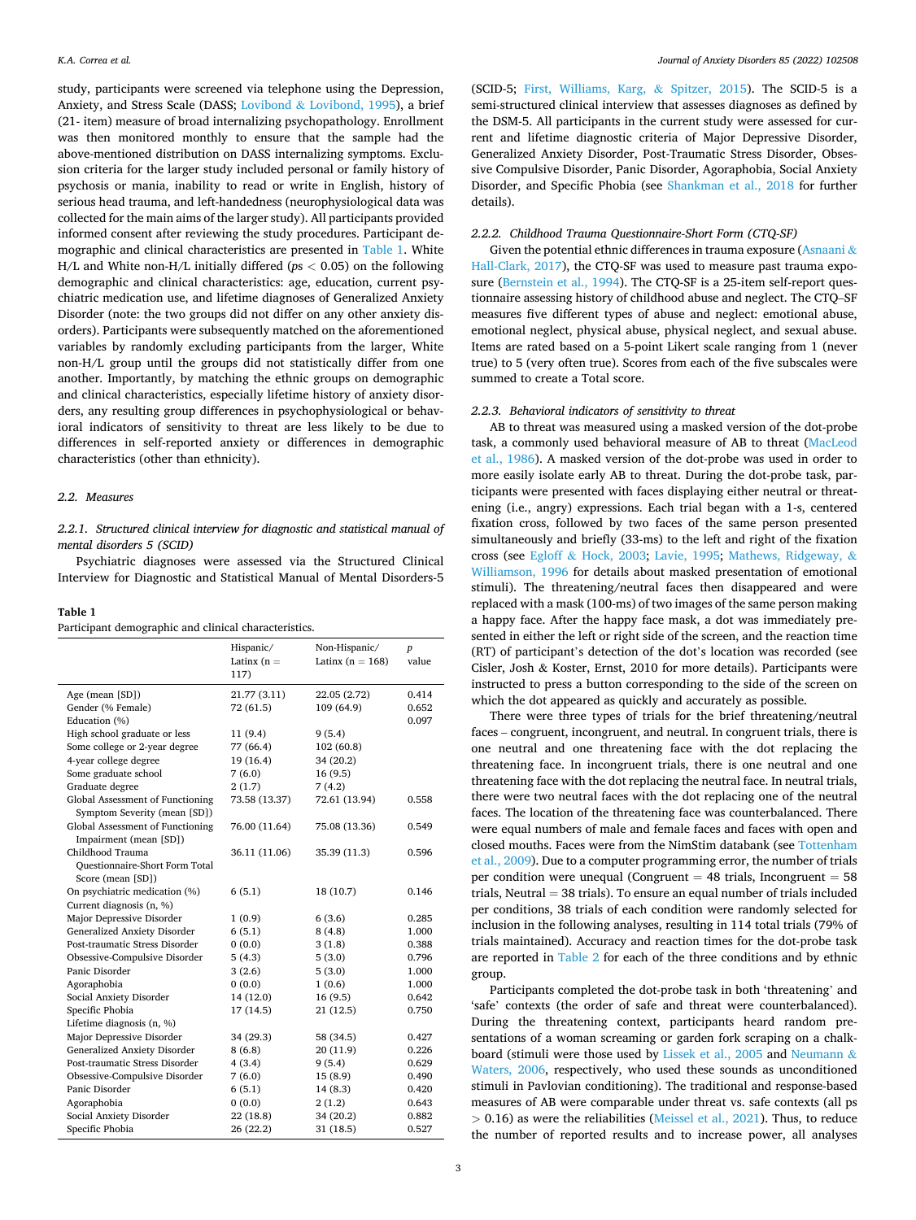study, participants were screened via telephone using the Depression, Anxiety, and Stress Scale (DASS; Lovibond & Lovibond, 1995), a brief (21- item) measure of broad internalizing psychopathology. Enrollment was then monitored monthly to ensure that the sample had the above-mentioned distribution on DASS internalizing symptoms. Exclusion criteria for the larger study included personal or family history of psychosis or mania, inability to read or write in English, history of serious head trauma, and left-handedness (neurophysiological data was collected for the main aims of the larger study). All participants provided informed consent after reviewing the study procedures. Participant demographic and clinical characteristics are presented in Table 1. White H/L and White non-H/L initially differed ($ps < 0.05$) on the following demographic and clinical characteristics: age, education, current psychiatric medication use, and lifetime diagnoses of Generalized Anxiety Disorder (note: the two groups did not differ on any other anxiety disorders). Participants were subsequently matched on the aforementioned variables by randomly excluding participants from the larger, White non-H/L group until the groups did not statistically differ from one another. Importantly, by matching the ethnic groups on demographic and clinical characteristics, especially lifetime history of anxiety disorders, any resulting group differences in psychophysiological or behavioral indicators of sensitivity to threat are less likely to be due to differences in self-reported anxiety or differences in demographic characteristics (other than ethnicity).

## 2.2. Measures

### 2.2.1. Structured clinical interview for diagnostic and statistical manual of mental disorders 5 (SCID)

Psychiatric diagnoses were assessed via the Structured Clinical Interview for Diagnostic and Statistical Manual of Mental Disorders-5 (SCID-5; First, Williams, Karg, & Spitzer, 2015). The SCID-5 is a semi-structured clinical interview that assesses diagnoses as defined by the DSM-5. All participants in the current study were assessed for current and lifetime diagnostic criteria of Major Depressive Disorder, Generalized Anxiety Disorder, Post-Traumatic Stress Disorder, Obsessive Compulsive Disorder, Panic Disorder, Agoraphobia, Social Anxiety Disorder, and Specific Phobia (see Shankman et al., 2018 for further details).

**Table 1**
Participant demographic and clinical characteristics.

| | Hispanic/ Latinx (n = 117) | Non-Hispanic/ Latinx (n = 168) | p value |
|---|---|---|---|
| Age (mean [SD]) | 21.77 (3.11) | 22.05 (2.72) | 0.414 |
| Gender (% Female) | 72 (61.5) | 109 (64.9) | 0.652 |
| Education (%) | | | 0.097 |
| High school graduate or less | 11 (9.4) | 9 (5.4) | |
| Some college or 2-year degree | 77 (66.4) | 102 (60.8) | |
| 4-year college degree | 19 (16.4) | 34 (20.2) | |
| Some graduate school | 7 (6.0) | 16 (9.5) | |
| Graduate degree | 2 (1.7) | 7 (4.2) | |
| Global Assessment of Functioning Symptom Severity (mean [SD]) | 73.58 (13.37) | 72.61 (13.94) | 0.558 |
| Global Assessment of Functioning Impairment (mean [SD]) | 76.00 (11.64) | 75.08 (13.36) | 0.549 |
| Childhood Trauma Questionnaire-Short Form Total Score (mean [SD]) | 36.11 (11.06) | 35.39 (11.3) | 0.596 |
| On psychiatric medication (%) | 6 (5.1) | 18 (10.7) | 0.146 |
| Current diagnosis (n, %) | | | |
| Major Depressive Disorder | 1 (0.9) | 6 (3.6) | 0.285 |
| Generalized Anxiety Disorder | 6 (5.1) | 8 (4.8) | 1.000 |
| Post-traumatic Stress Disorder | 0 (0.0) | 3 (1.8) | 0.388 |
| Obsessive-Compulsive Disorder | 5 (4.3) | 5 (3.0) | 0.796 |
| Panic Disorder | 3 (2.6) | 5 (3.0) | 1.000 |
| Agoraphobia | 0 (0.0) | 1 (0.6) | 1.000 |
| Social Anxiety Disorder | 14 (12.0) | 16 (9.5) | 0.642 |
| Specific Phobia | 17 (14.5) | 21 (12.5) | 0.750 |
| Lifetime diagnosis (n, %) | | | |
| Major Depressive Disorder | 34 (29.3) | 58 (34.5) | 0.427 |
| Generalized Anxiety Disorder | 8 (6.8) | 20 (11.9) | 0.226 |
| Post-traumatic Stress Disorder | 4 (3.4) | 9 (5.4) | 0.629 |
| Obsessive-Compulsive Disorder | 7 (6.0) | 15 (8.9) | 0.490 |
| Panic Disorder | 6 (5.1) | 14 (8.3) | 0.420 |
| Agoraphobia | 0 (0.0) | 2 (1.2) | 0.643 |
| Social Anxiety Disorder | 22 (18.8) | 34 (20.2) | 0.882 |
| Specific Phobia | 26 (22.2) | 31 (18.5) | 0.527 |

### 2.2.2. Childhood Trauma Questionnaire-Short Form (CTQ-SF)

Given the potential ethnic differences in trauma exposure (Asnaani & Hall-Clark, 2017), the CTQ-SF was used to measure past trauma exposure (Bernstein et al., 1994). The CTQ-SF is a 25-item self-report questionnaire assessing history of childhood abuse and neglect. The CTQ–SF measures five different types of abuse and neglect: emotional abuse, emotional neglect, physical abuse, physical neglect, and sexual abuse. Items are rated based on a 5-point Likert scale ranging from 1 (never true) to 5 (very often true). Scores from each of the five subscales were summed to create a Total score.

### 2.2.3. Behavioral indicators of sensitivity to threat

AB to threat was measured using a masked version of the dot-probe task, a commonly used behavioral measure of AB to threat (MacLeod et al., 1986). A masked version of the dot-probe was used in order to more easily isolate early AB to threat. During the dot-probe task, participants were presented with faces displaying either neutral or threatening (i.e., angry) expressions. Each trial began with a 1-s, centered fixation cross, followed by two faces of the same person presented simultaneously and briefly (33-ms) to the left and right of the fixation cross (see Egloff & Hock, 2003; Lavie, 1995; Mathews, Ridgeway, & Williamson, 1996 for details about masked presentation of emotional stimuli). The threatening/neutral faces then disappeared and were replaced with a mask (100-ms) of two images of the same person making a happy face. After the happy face mask, a dot was immediately presented in either the left or right side of the screen, and the reaction time (RT) of participant's detection of the dot's location was recorded (see Cisler, Josh & Koster, Ernst, 2010 for more details). Participants were instructed to press a button corresponding to the side of the screen on which the dot appeared as quickly and accurately as possible.

There were three types of trials for the brief threatening/neutral faces – congruent, incongruent, and neutral. In congruent trials, there is one neutral and one threatening face with the dot replacing the threatening face. In incongruent trials, there is one neutral and one threatening face with the dot replacing the neutral face. In neutral trials, there were two neutral faces with the dot replacing one of the neutral faces. The location of the threatening face was counterbalanced. There were equal numbers of male and female faces and faces with open and closed mouths. Faces were from the NimStim databank (see Tottenham et al., 2009). Due to a computer programming error, the number of trials per condition were unequal (Congruent = 48 trials, Incongruent = 58 trials, Neutral = 38 trials). To ensure an equal number of trials included per conditions, 38 trials of each condition were randomly selected for inclusion in the following analyses, resulting in 114 total trials (79% of trials maintained). Accuracy and reaction times for the dot-probe task are reported in Table 2 for each of the three conditions and by ethnic group.

Participants completed the dot-probe task in both 'threatening' and 'safe' contexts (the order of safe and threat were counterbalanced). During the threatening context, participants heard random presentations of a woman screaming or garden fork scraping on a chalkboard (stimuli were those used by Lissek et al., 2005 and Neumann & Waters, 2006, respectively, who used these sounds as unconditioned stimuli in Pavlovian conditioning). The traditional and response-based measures of AB were comparable under threat vs. safe contexts (all $ps > 0.16$) as were the reliabilities (Meissel et al., 2021). Thus, to reduce the number of reported results and to increase power, all analyses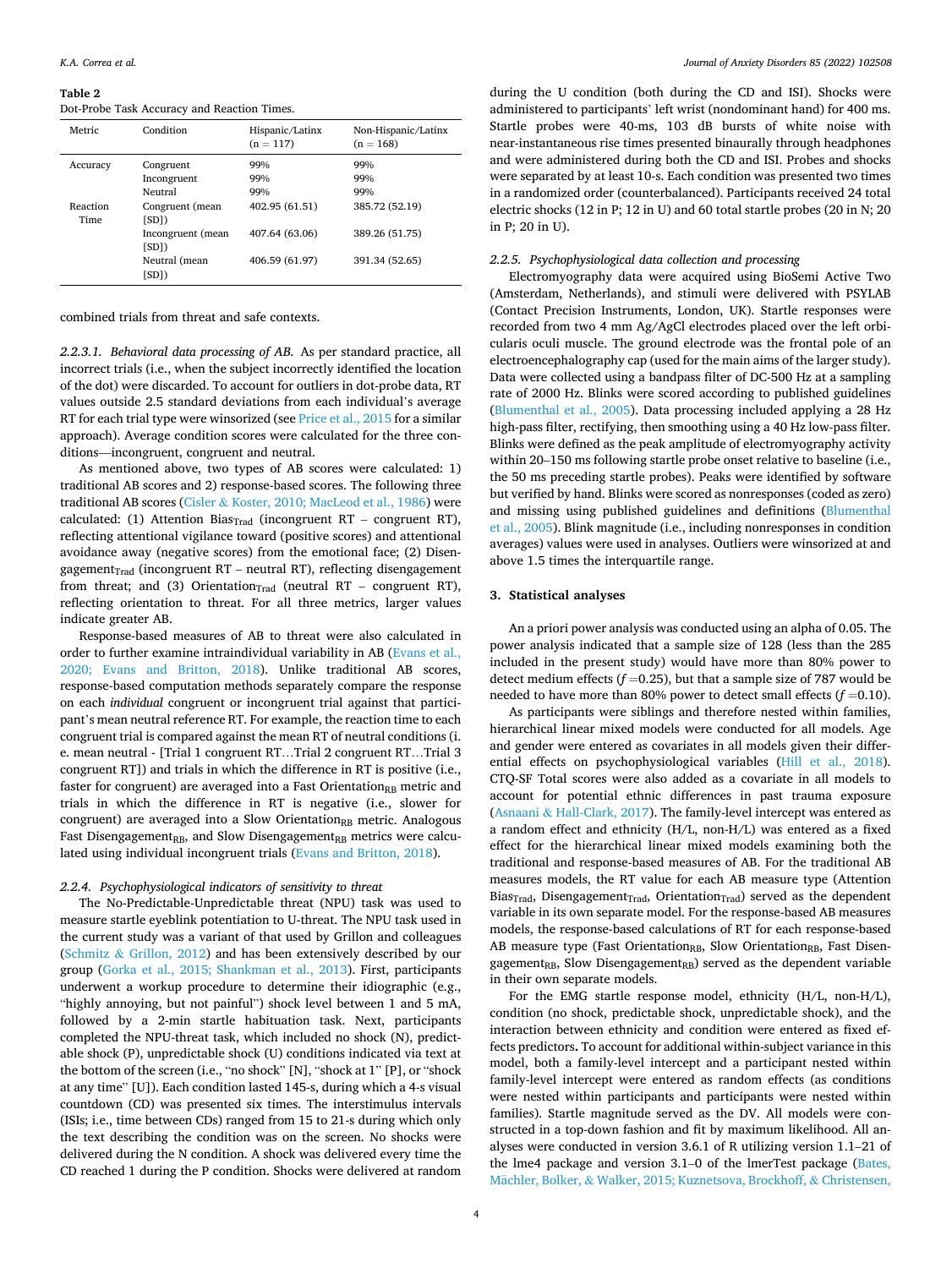**Table 2**
Dot-Probe Task Accuracy and Reaction Times.

| Metric | Condition | Hispanic/Latinx (n = 117) | Non-Hispanic/Latinx (n = 168) |
|---|---|---|---|
| Accuracy | Congruent | 99% | 99% |
| | Incongruent | 99% | 99% |
| | Neutral | 99% | 99% |
| Reaction Time | Congruent (mean [SD]) | 402.95 (61.51) | 385.72 (52.19) |
| | Incongruent (mean [SD]) | 407.64 (63.06) | 389.26 (51.75) |
| | Neutral (mean [SD]) | 406.59 (61.97) | 391.34 (52.65) |

combined trials from threat and safe contexts.

*2.2.3.1. Behavioral data processing of AB.* As per standard practice, all incorrect trials (i.e., when the subject incorrectly identified the location of the dot) were discarded. To account for outliers in dot-probe data, RT values outside 2.5 standard deviations from each individual's average RT for each trial type were winsorized (see Price et al., 2015 for a similar approach). Average condition scores were calculated for the three conditions—incongruent, congruent and neutral.

As mentioned above, two types of AB scores were calculated: 1) traditional AB scores and 2) response-based scores. The following three traditional AB scores (Cisler & Koster, 2010; MacLeod et al., 1986) were calculated: (1) Attention $\text{Bias}_{\text{Trad}}$ (incongruent RT – congruent RT), reflecting attentional vigilance toward (positive scores) and attentional avoidance away (negative scores) from the emotional face; (2) $\text{Disengagement}_{\text{Trad}}$ (incongruent RT – neutral RT), reflecting disengagement from threat; and (3) $\text{Orientation}_{\text{Trad}}$ (neutral RT – congruent RT), reflecting orientation to threat. For all three metrics, larger values indicate greater AB.

Response-based measures of AB to threat were also calculated in order to further examine intraindividual variability in AB (Evans et al., 2020; Evans and Britton, 2018). Unlike traditional AB scores, response-based computation methods separately compare the response on each *individual* congruent or incongruent trial against that participant's mean neutral reference RT. For example, the reaction time to each congruent trial is compared against the mean RT of neutral conditions (i.e. mean neutral - [Trial 1 congruent RT…Trial 2 congruent RT…Trial 3 congruent RT]) and trials in which the difference in RT is positive (i.e., faster for congruent) are averaged into a Fast $\text{Orientation}_{\text{RB}}$ metric and trials in which the difference in RT is negative (i.e., slower for congruent) are averaged into a Slow $\text{Orientation}_{\text{RB}}$ metric. Analogous Fast $\text{Disengagement}_{\text{RB}}$, and Slow $\text{Disengagement}_{\text{RB}}$ metrics were calculated using individual incongruent trials (Evans and Britton, 2018).

#### 2.2.4. Psychophysiological indicators of sensitivity to threat

The No-Predictable-Unpredictable threat (NPU) task was used to measure startle eyeblink potentiation to U-threat. The NPU task used in the current study was a variant of that used by Grillon and colleagues (Schmitz & Grillon, 2012) and has been extensively described by our group (Gorka et al., 2015; Shankman et al., 2013). First, participants underwent a workup procedure to determine their idiographic (e.g., "highly annoying, but not painful") shock level between 1 and 5 mA, followed by a 2-min startle habituation task. Next, participants completed the NPU-threat task, which included no shock (N), predictable shock (P), unpredictable shock (U) conditions indicated via text at the bottom of the screen (i.e., "no shock" [N], "shock at 1" [P], or "shock at any time" [U]). Each condition lasted 145-s, during which a 4-s visual countdown (CD) was presented six times. The interstimulus intervals (ISIs; i.e., time between CDs) ranged from 15 to 21-s during which only the text describing the condition was on the screen. No shocks were delivered during the N condition. A shock was delivered every time the CD reached 1 during the P condition. Shocks were delivered at random during the U condition (both during the CD and ISI). Shocks were administered to participants' left wrist (nondominant hand) for 400 ms. Startle probes were 40-ms, 103 dB bursts of white noise with near-instantaneous rise times presented binaurally through headphones and were administered during both the CD and ISI. Probes and shocks were separated by at least 10-s. Each condition was presented two times in a randomized order (counterbalanced). Participants received 24 total electric shocks (12 in P; 12 in U) and 60 total startle probes (20 in N; 20 in P; 20 in U).

#### 2.2.5. Psychophysiological data collection and processing

Electromyography data were acquired using BioSemi Active Two (Amsterdam, Netherlands), and stimuli were delivered with PSYLAB (Contact Precision Instruments, London, UK). Startle responses were recorded from two 4 mm Ag/AgCl electrodes placed over the left orbicularis oculi muscle. The ground electrode was the frontal pole of an electroencephalography cap (used for the main aims of the larger study). Data were collected using a bandpass filter of DC-500 Hz at a sampling rate of 2000 Hz. Blinks were scored according to published guidelines (Blumenthal et al., 2005). Data processing included applying a 28 Hz high-pass filter, rectifying, then smoothing using a 40 Hz low-pass filter. Blinks were defined as the peak amplitude of electromyography activity within 20–150 ms following startle probe onset relative to baseline (i.e., the 50 ms preceding startle probes). Peaks were identified by software but verified by hand. Blinks were scored as nonresponses (coded as zero) and missing using published guidelines and definitions (Blumenthal et al., 2005). Blink magnitude (i.e., including nonresponses in condition averages) values were used in analyses. Outliers were winsorized at and above 1.5 times the interquartile range.

## 3. Statistical analyses

An a priori power analysis was conducted using an alpha of 0.05. The power analysis indicated that a sample size of 128 (less than the 285 included in the present study) would have more than 80% power to detect medium effects ($f$ =0.25), but that a sample size of 787 would be needed to have more than 80% power to detect small effects ($f$ =0.10).

As participants were siblings and therefore nested within families, hierarchical linear mixed models were conducted for all models. Age and gender were entered as covariates in all models given their differential effects on psychophysiological variables (Hill et al., 2018). CTQ-SF Total scores were also added as a covariate in all models to account for potential ethnic differences in past trauma exposure (Asnaani & Hall-Clark, 2017). The family-level intercept was entered as a random effect and ethnicity (H/L, non-H/L) was entered as a fixed effect for the hierarchical linear mixed models examining both the traditional and response-based measures of AB. For the traditional AB measures models, the RT value for each AB measure type (Attention $\text{Bias}_{\text{Trad}}$, $\text{Disengagement}_{\text{Trad}}$, $\text{Orientation}_{\text{Trad}}$) served as the dependent variable in its own separate model. For the response-based AB measures models, the response-based calculations of RT for each response-based AB measure type (Fast $\text{Orientation}_{\text{RB}}$, Slow $\text{Orientation}_{\text{RB}}$, Fast $\text{Disengagement}_{\text{RB}}$, Slow $\text{Disengagement}_{\text{RB}}$) served as the dependent variable in their own separate models.

For the EMG startle response model, ethnicity (H/L, non-H/L), condition (no shock, predictable shock, unpredictable shock), and the interaction between ethnicity and condition were entered as fixed effects predictors. To account for additional within-subject variance in this model, both a family-level intercept and a participant nested within family-level intercept were entered as random effects (as conditions were nested within participants and participants were nested within families). Startle magnitude served as the DV. All models were constructed in a top-down fashion and fit by maximum likelihood. All analyses were conducted in version 3.6.1 of R utilizing version 1.1–21 of the lme4 package and version 3.1–0 of the lmerTest package (Bates, Mächler, Bolker, & Walker, 2015; Kuznetsova, Brockhoff, & Christensen,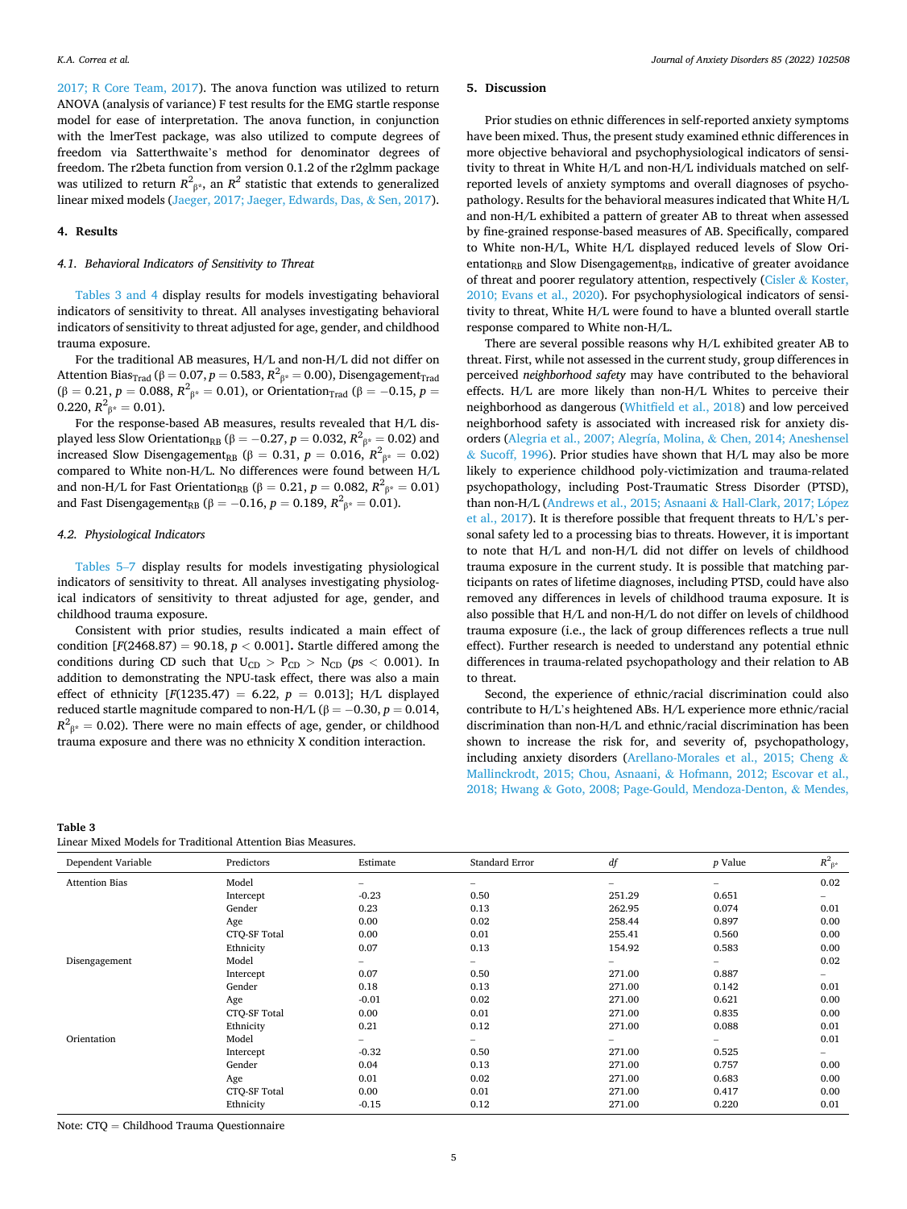2017; R Core Team, 2017). The anova function was utilized to return ANOVA (analysis of variance) F test results for the EMG startle response model for ease of interpretation. The anova function, in conjunction with the lmerTest package, was also utilized to compute degrees of freedom via Satterthwaite's method for denominator degrees of freedom. The r2beta function from version 0.1.2 of the r2glmm package was utilized to return $R^2_{\beta^*}$, an $R^2$ statistic that extends to generalized linear mixed models (Jaeger, 2017; Jaeger, Edwards, Das, & Sen, 2017).

## 4. Results

### 4.1. Behavioral Indicators of Sensitivity to Threat

Tables 3 and 4 display results for models investigating behavioral indicators of sensitivity to threat. All analyses investigating behavioral indicators of sensitivity to threat adjusted for age, gender, and childhood trauma exposure.

For the traditional AB measures, H/L and non-H/L did not differ on Attention $\text{Bias}_{\text{Trad}}$ ($\beta = 0.07$, $p = 0.583$, $R^2_{\beta^*} = 0.00$), $\text{Disengagement}_{\text{Trad}}$ ($\beta = 0.21$, $p = 0.088$, $R^2_{\beta^*} = 0.01$), or $\text{Orientation}_{\text{Trad}}$ ($\beta = -0.15$, $p = 0.220$, $R^2_{\beta^*} = 0.01$).

For the response-based AB measures, results revealed that H/L displayed less Slow $\text{Orientation}_{\text{RB}}$ ($\beta = -0.27$, $p = 0.032$, $R^2_{\beta^*} = 0.02$) and increased Slow $\text{Disengagement}_{\text{RB}}$ ($\beta = 0.31$, $p = 0.016$, $R^2_{\beta^*} = 0.02$) compared to White non-H/L. No differences were found between H/L and non-H/L for Fast $\text{Orientation}_{\text{RB}}$ ($\beta = 0.21$, $p = 0.082$, $R^2_{\beta^*} = 0.01$) and Fast $\text{Disengagement}_{\text{RB}}$ ($\beta = -0.16$, $p = 0.189$, $R^2_{\beta^*} = 0.01$).

### 4.2. Physiological Indicators

Tables 5–7 display results for models investigating physiological indicators of sensitivity to threat. All analyses investigating physiological indicators of sensitivity to threat adjusted for age, gender, and childhood trauma exposure.

Consistent with prior studies, results indicated a main effect of condition [$F(2468.87) = 90.18$, $p < 0.001$]. Startle differed among the conditions during CD such that $U_{CD} > P_{CD} > N_{CD}$ ($ps < 0.001$). In addition to demonstrating the NPU-task effect, there was also a main effect of ethnicity [$F(1235.47) = 6.22$, $p = 0.013$]; H/L displayed reduced startle magnitude compared to non-H/L ($\beta = -0.30$, $p = 0.014$, $R^2_{\beta^*} = 0.02$). There were no main effects of age, gender, or childhood trauma exposure and there was no ethnicity X condition interaction.

## 5. Discussion

Prior studies on ethnic differences in self-reported anxiety symptoms have been mixed. Thus, the present study examined ethnic differences in more objective behavioral and psychophysiological indicators of sensitivity to threat in White H/L and non-H/L individuals matched on self-reported levels of anxiety symptoms and overall diagnoses of psychopathology. Results for the behavioral measures indicated that White H/L and non-H/L exhibited a pattern of greater AB to threat when assessed by fine-grained response-based measures of AB. Specifically, compared to White non-H/L, White H/L displayed reduced levels of Slow $\text{Orientation}_{\text{RB}}$ and Slow $\text{Disengagement}_{\text{RB}}$, indicative of greater avoidance of threat and poorer regulatory attention, respectively (Cisler & Koster, 2010; Evans et al., 2020). For psychophysiological indicators of sensitivity to threat, White H/L were found to have a blunted overall startle response compared to White non-H/L.

There are several possible reasons why H/L exhibited greater AB to threat. First, while not assessed in the current study, group differences in perceived *neighborhood safety* may have contributed to the behavioral effects. H/L are more likely than non-H/L Whites to perceive their neighborhood as dangerous (Whitfield et al., 2018) and low perceived neighborhood safety is associated with increased risk for anxiety disorders (Alegria et al., 2007; Alegría, Molina, & Chen, 2014; Aneshensel & Sucoff, 1996). Prior studies have shown that H/L may also be more likely to experience childhood poly-victimization and trauma-related psychopathology, including Post-Traumatic Stress Disorder (PTSD), than non-H/L (Andrews et al., 2015; Asnaani & Hall-Clark, 2017; López et al., 2017). It is therefore possible that frequent threats to H/L's personal safety led to a processing bias to threats. However, it is important to note that H/L and non-H/L did not differ on levels of childhood trauma exposure in the current study. It is possible that matching participants on rates of lifetime diagnoses, including PTSD, could have also removed any differences in levels of childhood trauma exposure. It is also possible that H/L and non-H/L do not differ on levels of childhood trauma exposure (i.e., the lack of group differences reflects a true null effect). Further research is needed to understand any potential ethnic differences in trauma-related psychopathology and their relation to AB to threat.

Second, the experience of ethnic/racial discrimination could also contribute to H/L's heightened ABs. H/L experience more ethnic/racial discrimination than non-H/L and ethnic/racial discrimination has been shown to increase the risk for, and severity of, psychopathology, including anxiety disorders (Arellano-Morales et al., 2015; Cheng & Mallinckrodt, 2015; Chou, Asnaani, & Hofmann, 2012; Escovar et al., 2018; Hwang & Goto, 2008; Page-Gould, Mendoza-Denton, & Mendes,

**Table 3**
Linear Mixed Models for Traditional Attention Bias Measures.

| Dependent Variable | Predictors | Estimate | Standard Error | *df* | *p* Value | $R^2_{\beta^*}$ |
|---|---|---|---|---|---|---|
| Attention Bias | Model | – | – | – | – | 0.02 |
| | Intercept | -0.23 | 0.50 | 251.29 | 0.651 | – |
| | Gender | 0.23 | 0.13 | 262.95 | 0.074 | 0.01 |
| | Age | 0.00 | 0.02 | 258.44 | 0.897 | 0.00 |
| | CTQ-SF Total | 0.00 | 0.01 | 255.41 | 0.560 | 0.00 |
| | Ethnicity | 0.07 | 0.13 | 154.92 | 0.583 | 0.00 |
| Disengagement | Model | – | – | – | – | 0.02 |
| | Intercept | 0.07 | 0.50 | 271.00 | 0.887 | – |
| | Gender | 0.18 | 0.13 | 271.00 | 0.142 | 0.01 |
| | Age | -0.01 | 0.02 | 271.00 | 0.621 | 0.00 |
| | CTQ-SF Total | 0.00 | 0.01 | 271.00 | 0.835 | 0.00 |
| | Ethnicity | 0.21 | 0.12 | 271.00 | 0.088 | 0.01 |
| Orientation | Model | – | – | – | – | 0.01 |
| | Intercept | -0.32 | 0.50 | 271.00 | 0.525 | – |
| | Gender | 0.04 | 0.13 | 271.00 | 0.757 | 0.00 |
| | Age | 0.01 | 0.02 | 271.00 | 0.683 | 0.00 |
| | CTQ-SF Total | 0.00 | 0.01 | 271.00 | 0.417 | 0.00 |
| | Ethnicity | -0.15 | 0.12 | 271.00 | 0.220 | 0.01 |

Note: CTQ = Childhood Trauma Questionnaire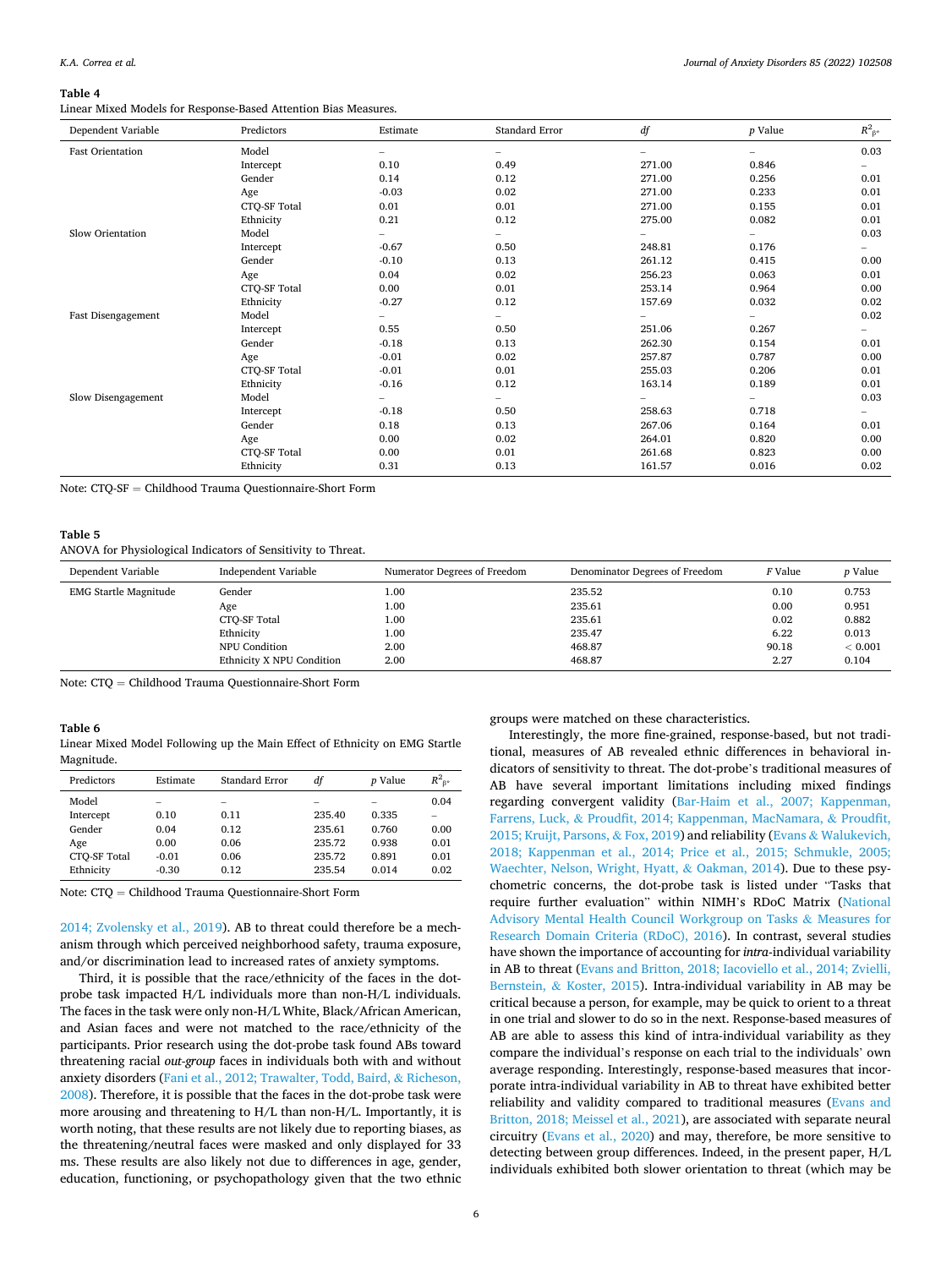**Table 4**
Linear Mixed Models for Response-Based Attention Bias Measures.

| Dependent Variable | Predictors | Estimate | Standard Error | *df* | *p* Value | $R^2_{\beta^*}$ |
|---|---|---|---|---|---|---|
| Fast Orientation | Model | – | – | – | – | 0.03 |
| | Intercept | 0.10 | 0.49 | 271.00 | 0.846 | – |
| | Gender | 0.14 | 0.12 | 271.00 | 0.256 | 0.01 |
| | Age | -0.03 | 0.02 | 271.00 | 0.233 | 0.01 |
| | CTQ-SF Total | 0.01 | 0.01 | 271.00 | 0.155 | 0.01 |
| | Ethnicity | 0.21 | 0.12 | 275.00 | 0.082 | 0.01 |
| Slow Orientation | Model | – | – | – | – | 0.03 |
| | Intercept | -0.67 | 0.50 | 248.81 | 0.176 | – |
| | Gender | -0.10 | 0.13 | 261.12 | 0.415 | 0.00 |
| | Age | 0.04 | 0.02 | 256.23 | 0.063 | 0.01 |
| | CTQ-SF Total | 0.00 | 0.01 | 253.14 | 0.964 | 0.00 |
| | Ethnicity | -0.27 | 0.12 | 157.69 | 0.032 | 0.02 |
| Fast Disengagement | Model | – | – | – | – | 0.02 |
| | Intercept | 0.55 | 0.50 | 251.06 | 0.267 | – |
| | Gender | -0.18 | 0.13 | 262.30 | 0.154 | 0.01 |
| | Age | -0.01 | 0.02 | 257.87 | 0.787 | 0.00 |
| | CTQ-SF Total | -0.01 | 0.01 | 255.03 | 0.206 | 0.01 |
| | Ethnicity | -0.16 | 0.12 | 163.14 | 0.189 | 0.01 |
| Slow Disengagement | Model | – | – | – | – | 0.03 |
| | Intercept | -0.18 | 0.50 | 258.63 | 0.718 | – |
| | Gender | 0.18 | 0.13 | 267.06 | 0.164 | 0.01 |
| | Age | 0.00 | 0.02 | 264.01 | 0.820 | 0.00 |
| | CTQ-SF Total | 0.00 | 0.01 | 261.68 | 0.823 | 0.00 |
| | Ethnicity | 0.31 | 0.13 | 161.57 | 0.016 | 0.02 |

Note: CTQ-SF = Childhood Trauma Questionnaire-Short Form

**Table 5**
ANOVA for Physiological Indicators of Sensitivity to Threat.

| Dependent Variable | Independent Variable | Numerator Degrees of Freedom | Denominator Degrees of Freedom | *F* Value | *p* Value |
|---|---|---|---|---|---|
| EMG Startle Magnitude | Gender | 1.00 | 235.52 | 0.10 | 0.753 |
| | Age | 1.00 | 235.61 | 0.00 | 0.951 |
| | CTQ-SF Total | 1.00 | 235.61 | 0.02 | 0.882 |
| | Ethnicity | 1.00 | 235.47 | 6.22 | 0.013 |
| | NPU Condition | 2.00 | 468.87 | 90.18 | < 0.001 |
| | Ethnicity X NPU Condition | 2.00 | 468.87 | 2.27 | 0.104 |

Note: CTQ = Childhood Trauma Questionnaire-Short Form

**Table 6**
Linear Mixed Model Following up the Main Effect of Ethnicity on EMG Startle Magnitude.

| Predictors | Estimate | Standard Error | *df* | *p* Value | $R^2_{\beta^*}$ |
|---|---|---|---|---|---|
| Model | – | – | – | – | 0.04 |
| Intercept | 0.10 | 0.11 | 235.40 | 0.335 | – |
| Gender | 0.04 | 0.12 | 235.61 | 0.760 | 0.00 |
| Age | 0.00 | 0.06 | 235.72 | 0.938 | 0.01 |
| CTQ-SF Total | -0.01 | 0.06 | 235.72 | 0.891 | 0.01 |
| Ethnicity | -0.30 | 0.12 | 235.54 | 0.014 | 0.02 |

Note: CTQ = Childhood Trauma Questionnaire-Short Form

2014; Zvolensky et al., 2019). AB to threat could therefore be a mechanism through which perceived neighborhood safety, trauma exposure, and/or discrimination lead to increased rates of anxiety symptoms.

Third, it is possible that the race/ethnicity of the faces in the dot-probe task impacted H/L individuals more than non-H/L individuals. The faces in the task were only non-H/L White, Black/African American, and Asian faces and were not matched to the race/ethnicity of the participants. Prior research using the dot-probe task found ABs toward threatening racial *out-group* faces in individuals both with and without anxiety disorders (Fani et al., 2012; Trawalter, Todd, Baird, & Richeson, 2008). Therefore, it is possible that the faces in the dot-probe task were more arousing and threatening to H/L than non-H/L. Importantly, it is worth noting, that these results are not likely due to reporting biases, as the threatening/neutral faces were masked and only displayed for 33 ms. These results are also likely not due to differences in age, gender, education, functioning, or psychopathology given that the two ethnic groups were matched on these characteristics.

Interestingly, the more fine-grained, response-based, but not traditional, measures of AB revealed ethnic differences in behavioral indicators of sensitivity to threat. The dot-probe's traditional measures of AB have several important limitations including mixed findings regarding convergent validity (Bar-Haim et al., 2007; Kappenman, Farrens, Luck, & Proudfit, 2014; Kappenman, MacNamara, & Proudfit, 2015; Kruijt, Parsons, & Fox, 2019) and reliability (Evans & Walukevich, 2018; Kappenman et al., 2014; Price et al., 2015; Schmukle, 2005; Waechter, Nelson, Wright, Hyatt, & Oakman, 2014). Due to these psychometric concerns, the dot-probe task is listed under "Tasks that require further evaluation" within NIMH's RDoC Matrix (National Advisory Mental Health Council Workgroup on Tasks & Measures for Research Domain Criteria (RDoC), 2016). In contrast, several studies have shown the importance of accounting for *intra*-individual variability in AB to threat (Evans and Britton, 2018; Iacoviello et al., 2014; Zvielli, Bernstein, & Koster, 2015). Intra-individual variability in AB may be critical because a person, for example, may be quick to orient to a threat in one trial and slower to do so in the next. Response-based measures of AB are able to assess this kind of intra-individual variability as they compare the individual's response on each trial to the individuals' own average responding. Interestingly, response-based measures that incorporate intra-individual variability in AB to threat have exhibited better reliability and validity compared to traditional measures (Evans and Britton, 2018; Meissel et al., 2021), are associated with separate neural circuitry (Evans et al., 2020) and may, therefore, be more sensitive to detecting between group differences. Indeed, in the present paper, H/L individuals exhibited both slower orientation to threat (which may be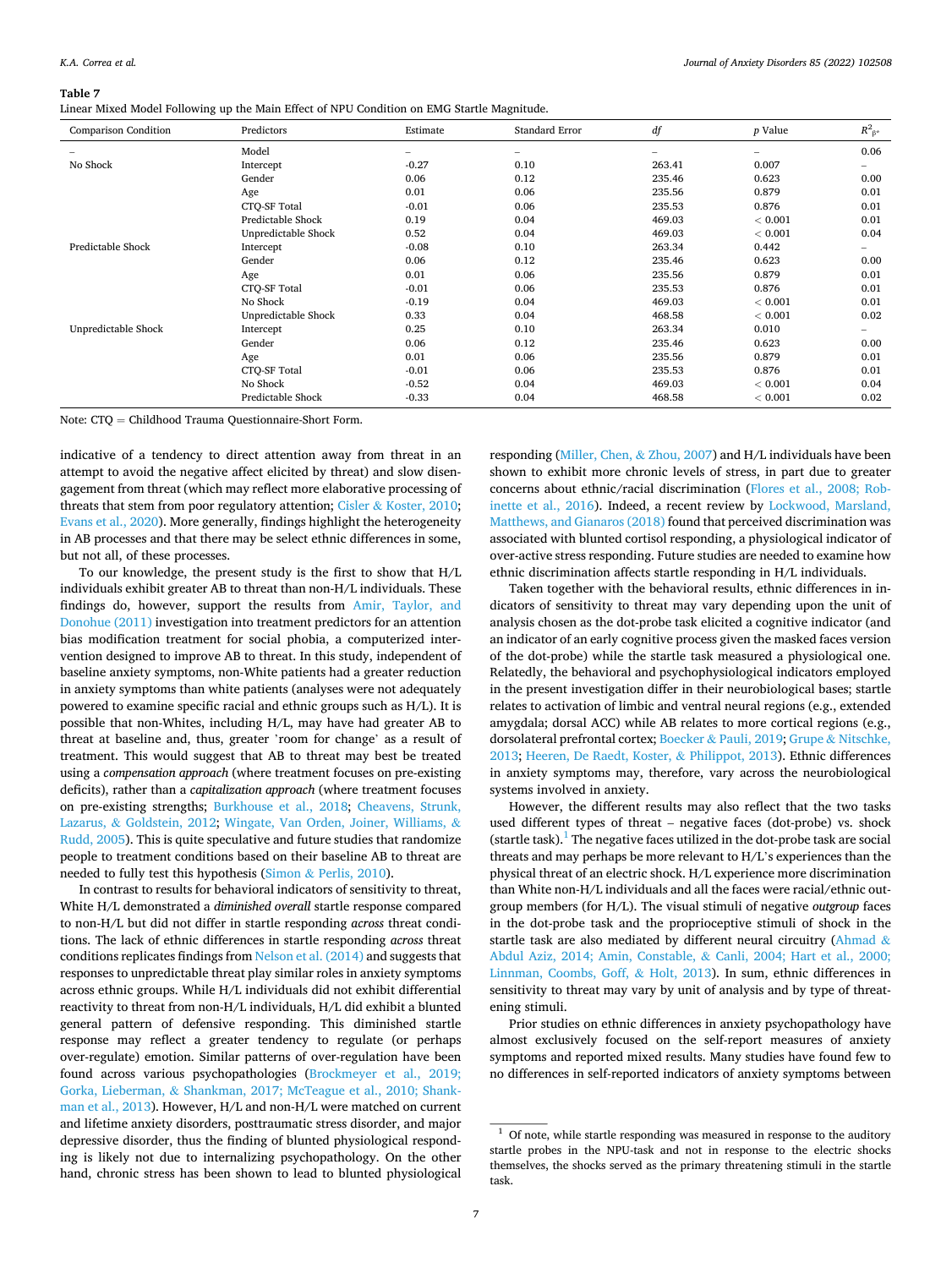**Table 7**

Linear Mixed Model Following up the Main Effect of NPU Condition on EMG Startle Magnitude.

| Comparison Condition | Predictors | Estimate | Standard Error | $df$ | $p$ Value | $R^2_{\beta^*}$ |
|---|---|---|---|---|---|---|
| – | Model | – | – | – | – | 0.06 |
| No Shock | Intercept | -0.27 | 0.10 | 263.41 | 0.007 | – |
| | Gender | 0.06 | 0.12 | 235.46 | 0.623 | 0.00 |
| | Age | 0.01 | 0.06 | 235.56 | 0.879 | 0.01 |
| | CTQ-SF Total | -0.01 | 0.06 | 235.53 | 0.876 | 0.01 |
| | Predictable Shock | 0.19 | 0.04 | 469.03 | < 0.001 | 0.01 |
| | Unpredictable Shock | 0.52 | 0.04 | 469.03 | < 0.001 | 0.04 |
| Predictable Shock | Intercept | -0.08 | 0.10 | 263.34 | 0.442 | – |
| | Gender | 0.06 | 0.12 | 235.46 | 0.623 | 0.00 |
| | Age | 0.01 | 0.06 | 235.56 | 0.879 | 0.01 |
| | CTQ-SF Total | -0.01 | 0.06 | 235.53 | 0.876 | 0.01 |
| | No Shock | -0.19 | 0.04 | 469.03 | < 0.001 | 0.01 |
| | Unpredictable Shock | 0.33 | 0.04 | 468.58 | < 0.001 | 0.02 |
| Unpredictable Shock | Intercept | 0.25 | 0.10 | 263.34 | 0.010 | – |
| | Gender | 0.06 | 0.12 | 235.46 | 0.623 | 0.00 |
| | Age | 0.01 | 0.06 | 235.56 | 0.879 | 0.01 |
| | CTQ-SF Total | -0.01 | 0.06 | 235.53 | 0.876 | 0.01 |
| | No Shock | -0.52 | 0.04 | 469.03 | < 0.001 | 0.04 |
| | Predictable Shock | -0.33 | 0.04 | 468.58 | < 0.001 | 0.02 |

Note: CTQ = Childhood Trauma Questionnaire-Short Form.

indicative of a tendency to direct attention away from threat in an attempt to avoid the negative affect elicited by threat) and slow disengagement from threat (which may reflect more elaborative processing of threats that stem from poor regulatory attention; Cisler & Koster, 2010; Evans et al., 2020). More generally, findings highlight the heterogeneity in AB processes and that there may be select ethnic differences in some, but not all, of these processes.

To our knowledge, the present study is the first to show that H/L individuals exhibit greater AB to threat than non-H/L individuals. These findings do, however, support the results from Amir, Taylor, and Donohue (2011) investigation into treatment predictors for an attention bias modification treatment for social phobia, a computerized intervention designed to improve AB to threat. In this study, independent of baseline anxiety symptoms, non-White patients had a greater reduction in anxiety symptoms than white patients (analyses were not adequately powered to examine specific racial and ethnic groups such as H/L). It is possible that non-Whites, including H/L, may have had greater AB to threat at baseline and, thus, greater `room for change' as a result of treatment. This would suggest that AB to threat may best be treated using a *compensation approach* (where treatment focuses on pre-existing deficits), rather than a *capitalization approach* (where treatment focuses on pre-existing strengths; Burkhouse et al., 2018; Cheavens, Strunk, Lazarus, & Goldstein, 2012; Wingate, Van Orden, Joiner, Williams, & Rudd, 2005). This is quite speculative and future studies that randomize people to treatment conditions based on their baseline AB to threat are needed to fully test this hypothesis (Simon & Perlis, 2010).

In contrast to results for behavioral indicators of sensitivity to threat, White H/L demonstrated a *diminished overall* startle response compared to non-H/L but did not differ in startle responding *across* threat conditions. The lack of ethnic differences in startle responding *across* threat conditions replicates findings from Nelson et al. (2014) and suggests that responses to unpredictable threat play similar roles in anxiety symptoms across ethnic groups. While H/L individuals did not exhibit differential reactivity to threat from non-H/L individuals, H/L did exhibit a blunted general pattern of defensive responding. This diminished startle response may reflect a greater tendency to regulate (or perhaps over-regulate) emotion. Similar patterns of over-regulation have been found across various psychopathologies (Brockmeyer et al., 2019; Gorka, Lieberman, & Shankman, 2017; McTeague et al., 2010; Shankman et al., 2013). However, H/L and non-H/L were matched on current and lifetime anxiety disorders, posttraumatic stress disorder, and major depressive disorder, thus the finding of blunted physiological responding is likely not due to internalizing psychopathology. On the other hand, chronic stress has been shown to lead to blunted physiological responding (Miller, Chen, & Zhou, 2007) and H/L individuals have been shown to exhibit more chronic levels of stress, in part due to greater concerns about ethnic/racial discrimination (Flores et al., 2008; Robinette et al., 2016). Indeed, a recent review by Lockwood, Marsland, Matthews, and Gianaros (2018) found that perceived discrimination was associated with blunted cortisol responding, a physiological indicator of over-active stress responding. Future studies are needed to examine how ethnic discrimination affects startle responding in H/L individuals.

Taken together with the behavioral results, ethnic differences in indicators of sensitivity to threat may vary depending upon the unit of analysis chosen as the dot-probe task elicited a cognitive indicator (and an indicator of an early cognitive process given the masked faces version of the dot-probe) while the startle task measured a physiological one. Relatedly, the behavioral and psychophysiological indicators employed in the present investigation differ in their neurobiological bases; startle relates to activation of limbic and ventral neural regions (e.g., extended amygdala; dorsal ACC) while AB relates to more cortical regions (e.g., dorsolateral prefrontal cortex; Boecker & Pauli, 2019; Grupe & Nitschke, 2013; Heeren, De Raedt, Koster, & Philippot, 2013). Ethnic differences in anxiety symptoms may, therefore, vary across the neurobiological systems involved in anxiety.

However, the different results may also reflect that the two tasks used different types of threat – negative faces (dot-probe) vs. shock (startle task).[1] The negative faces utilized in the dot-probe task are social threats and may perhaps be more relevant to H/L's experiences than the physical threat of an electric shock. H/L experience more discrimination than White non-H/L individuals and all the faces were racial/ethnic outgroup members (for H/L). The visual stimuli of negative *outgroup* faces in the dot-probe task and the proprioceptive stimuli of shock in the startle task are also mediated by different neural circuitry (Ahmad & Abdul Aziz, 2014; Amin, Constable, & Canli, 2004; Hart et al., 2000; Linnman, Coombs, Goff, & Holt, 2013). In sum, ethnic differences in sensitivity to threat may vary by unit of analysis and by type of threatening stimuli.

Prior studies on ethnic differences in anxiety psychopathology have almost exclusively focused on the self-report measures of anxiety symptoms and reported mixed results. Many studies have found few to no differences in self-reported indicators of anxiety symptoms between

[1] Of note, while startle responding was measured in response to the auditory startle probes in the NPU-task and not in response to the electric shocks themselves, the shocks served as the primary threatening stimuli in the startle task.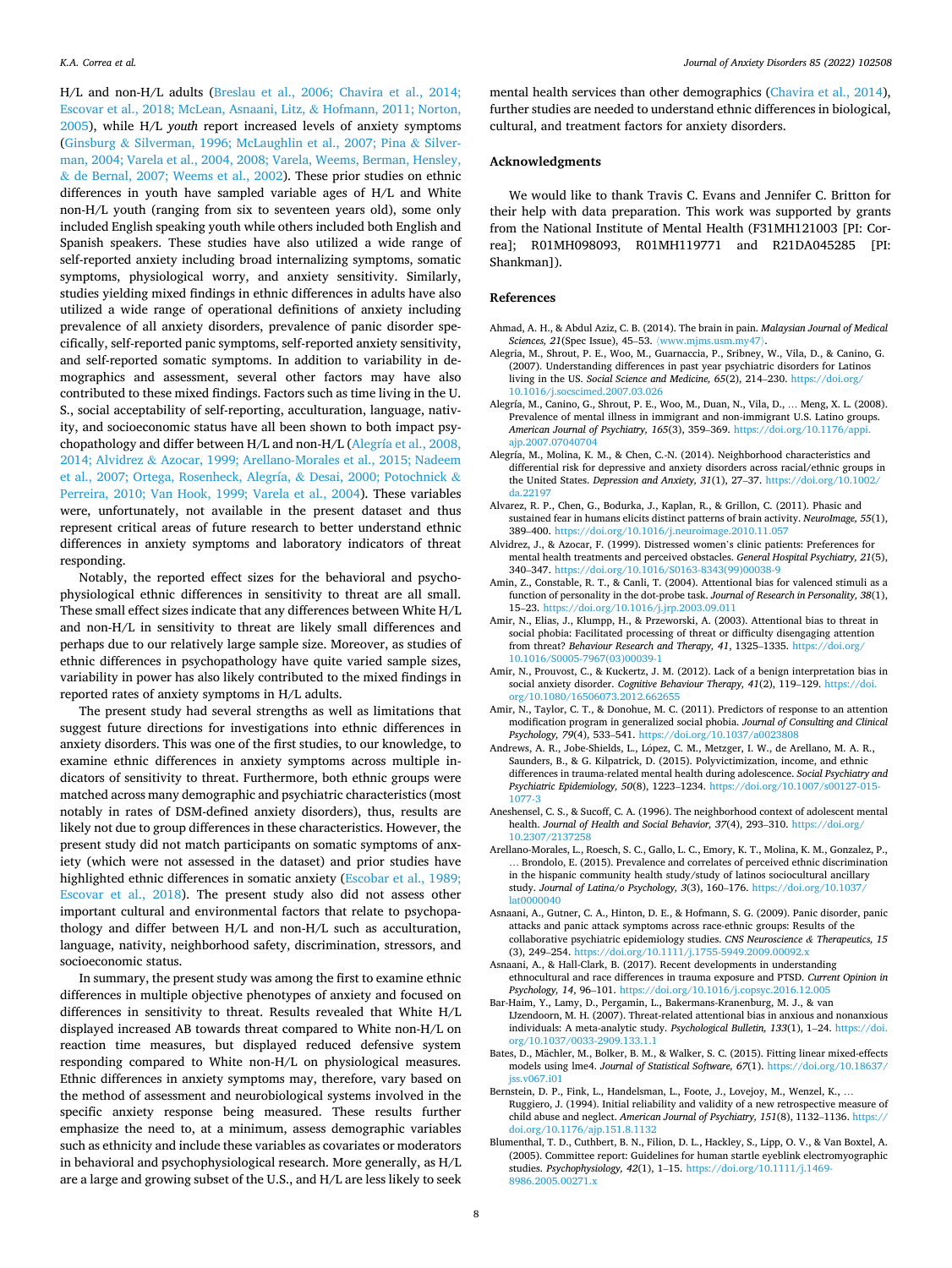H/L and non-H/L adults (Breslau et al., 2006; Chavira et al., 2014; Escovar et al., 2018; McLean, Asnaani, Litz, & Hofmann, 2011; Norton, 2005), while H/L *youth* report increased levels of anxiety symptoms (Ginsburg & Silverman, 1996; McLaughlin et al., 2007; Pina & Silverman, 2004; Varela et al., 2004, 2008; Varela, Weems, Berman, Hensley, & de Bernal, 2007; Weems et al., 2002). These prior studies on ethnic differences in youth have sampled variable ages of H/L and White non-H/L youth (ranging from six to seventeen years old), some only included English speaking youth while others included both English and Spanish speakers. These studies have also utilized a wide range of self-reported anxiety including broad internalizing symptoms, somatic symptoms, physiological worry, and anxiety sensitivity. Similarly, studies yielding mixed findings in ethnic differences in adults have also utilized a wide range of operational definitions of anxiety including prevalence of all anxiety disorders, prevalence of panic disorder specifically, self-reported panic symptoms, self-reported anxiety sensitivity, and self-reported somatic symptoms. In addition to variability in demographics and assessment, several other factors may have also contributed to these mixed findings. Factors such as time living in the U. S., social acceptability of self-reporting, acculturation, language, nativity, and socioeconomic status have all been shown to both impact psychopathology and differ between H/L and non-H/L (Alegría et al., 2008, 2014; Alvidrez & Azocar, 1999; Arellano-Morales et al., 2015; Nadeem et al., 2007; Ortega, Rosenheck, Alegría, & Desai, 2000; Potochnick & Perreira, 2010; Van Hook, 1999; Varela et al., 2004). These variables were, unfortunately, not available in the present dataset and thus represent critical areas of future research to better understand ethnic differences in anxiety symptoms and laboratory indicators of threat responding.

Notably, the reported effect sizes for the behavioral and psychophysiological ethnic differences in sensitivity to threat are all small. These small effect sizes indicate that any differences between White H/L and non-H/L in sensitivity to threat are likely small differences and perhaps due to our relatively large sample size. Moreover, as studies of ethnic differences in psychopathology have quite varied sample sizes, variability in power has also likely contributed to the mixed findings in reported rates of anxiety symptoms in H/L adults.

The present study had several strengths as well as limitations that suggest future directions for investigations into ethnic differences in anxiety disorders. This was one of the first studies, to our knowledge, to examine ethnic differences in anxiety symptoms across multiple indicators of sensitivity to threat. Furthermore, both ethnic groups were matched across many demographic and psychiatric characteristics (most notably in rates of DSM-defined anxiety disorders), thus, results are likely not due to group differences in these characteristics. However, the present study did not match participants on somatic symptoms of anxiety (which were not assessed in the dataset) and prior studies have highlighted ethnic differences in somatic anxiety (Escobar et al., 1989; Escovar et al., 2018). The present study also did not assess other important cultural and environmental factors that relate to psychopathology and differ between H/L and non-H/L such as acculturation, language, nativity, neighborhood safety, discrimination, stressors, and socioeconomic status.

In summary, the present study was among the first to examine ethnic differences in multiple objective phenotypes of anxiety and focused on differences in sensitivity to threat. Results revealed that White H/L displayed increased AB towards threat compared to White non-H/L on reaction time measures, but displayed reduced defensive system responding compared to White non-H/L on physiological measures. Ethnic differences in anxiety symptoms may, therefore, vary based on the method of assessment and neurobiological systems involved in the specific anxiety response being measured. These results further emphasize the need to, at a minimum, assess demographic variables such as ethnicity and include these variables as covariates or moderators in behavioral and psychophysiological research. More generally, as H/L are a large and growing subset of the U.S., and H/L are less likely to seek mental health services than other demographics (Chavira et al., 2014), further studies are needed to understand ethnic differences in biological, cultural, and treatment factors for anxiety disorders.

## Acknowledgments

We would like to thank Travis C. Evans and Jennifer C. Britton for their help with data preparation. This work was supported by grants from the National Institute of Mental Health (F31MH121003 [PI: Correa]; R01MH098093, R01MH119771 and R21DA045285 [PI: Shankman]).

## References

Ahmad, A. H., & Abdul Aziz, C. B. (2014). The brain in pain. *Malaysian Journal of Medical Sciences, 21*(Spec Issue), 45–53. ⟨www.mjms.usm.my47⟩.

Alegria, M., Shrout, P. E., Woo, M., Guarnaccia, P., Sribney, W., Vila, D., & Canino, G. (2007). Understanding differences in past year psychiatric disorders for Latinos living in the US. *Social Science and Medicine, 65*(2), 214–230. https://doi.org/10.1016/j.socscimed.2007.03.026

Alegría, M., Canino, G., Shrout, P. E., Woo, M., Duan, N., Vila, D., … Meng, X. L. (2008). Prevalence of mental illness in immigrant and non-immigrant U.S. Latino groups. *American Journal of Psychiatry, 165*(3), 359–369. https://doi.org/10.1176/appi.ajp.2007.07040704

Alegría, M., Molina, K. M., & Chen, C.-N. (2014). Neighborhood characteristics and differential risk for depressive and anxiety disorders across racial/ethnic groups in the United States. *Depression and Anxiety, 31*(1), 27–37. https://doi.org/10.1002/da.22197

Alvarez, R. P., Chen, G., Bodurka, J., Kaplan, R., & Grillon, C. (2011). Phasic and sustained fear in humans elicits distinct patterns of brain activity. *NeuroImage, 55*(1), 389–400. https://doi.org/10.1016/j.neuroimage.2010.11.057

Alvidrez, J., & Azocar, F. (1999). Distressed women's clinic patients: Preferences for mental health treatments and perceived obstacles. *General Hospital Psychiatry, 21*(5), 340–347. https://doi.org/10.1016/S0163-8343(99)00038-9

Amin, Z., Constable, R. T., & Canli, T. (2004). Attentional bias for valenced stimuli as a function of personality in the dot-probe task. *Journal of Research in Personality, 38*(1), 15–23. https://doi.org/10.1016/j.jrp.2003.09.011

Amir, N., Elias, J., Klumpp, H., & Przeworski, A. (2003). Attentional bias to threat in social phobia: Facilitated processing of threat or difficulty disengaging attention from threat? *Behaviour Research and Therapy, 41*, 1325–1335. https://doi.org/10.1016/S0005-7967(03)00039-1

Amir, N., Prouvost, C., & Kuckertz, J. M. (2012). Lack of a benign interpretation bias in social anxiety disorder. *Cognitive Behaviour Therapy, 41*(2), 119–129. https://doi.org/10.1080/16506073.2012.662655

Amir, N., Taylor, C. T., & Donohue, M. C. (2011). Predictors of response to an attention modification program in generalized social phobia. *Journal of Consulting and Clinical Psychology, 79*(4), 533–541. https://doi.org/10.1037/a0023808

Andrews, A. R., Jobe-Shields, L., López, C. M., Metzger, I. W., de Arellano, M. A. R., Saunders, B., & G. Kilpatrick, D. (2015). Polyvictimization, income, and ethnic differences in trauma-related mental health during adolescence. *Social Psychiatry and Psychiatric Epidemiology, 50*(8), 1223–1234. https://doi.org/10.1007/s00127-015-1077-3

Aneshensel, C. S., & Sucoff, C. A. (1996). The neighborhood context of adolescent mental health. *Journal of Health and Social Behavior, 37*(4), 293–310. https://doi.org/10.2307/2137258

Arellano-Morales, L., Roesch, S. C., Gallo, L. C., Emory, K. T., Molina, K. M., Gonzalez, P., … Brondolo, E. (2015). Prevalence and correlates of perceived ethnic discrimination in the hispanic community health study/study of latinos sociocultural ancillary study. *Journal of Latina/o Psychology, 3*(3), 160–176. https://doi.org/10.1037/lat0000040

Asnaani, A., Gutner, C. A., Hinton, D. E., & Hofmann, S. G. (2009). Panic disorder, panic attacks and panic attack symptoms across race-ethnic groups: Results of the collaborative psychiatric epidemiology studies. *CNS Neuroscience & Therapeutics, 15*(3), 249–254. https://doi.org/10.1111/j.1755-5949.2009.00092.x

Asnaani, A., & Hall-Clark, B. (2017). Recent developments in understanding ethnocultural and race differences in trauma exposure and PTSD. *Current Opinion in Psychology, 14*, 96–101. https://doi.org/10.1016/j.copsyc.2016.12.005

Bar-Haim, Y., Lamy, D., Pergamin, L., Bakermans-Kranenburg, M. J., & van IJzendoorn, M. H. (2007). Threat-related attentional bias in anxious and nonanxious individuals: A meta-analytic study. *Psychological Bulletin, 133*(1), 1–24. https://doi.org/10.1037/0033-2909.133.1.1

Bates, D., Mächler, M., Bolker, B. M., & Walker, S. C. (2015). Fitting linear mixed-effects models using lme4. *Journal of Statistical Software, 67*(1). https://doi.org/10.18637/jss.v067.i01

Bernstein, D. P., Fink, L., Handelsman, L., Foote, J., Lovejoy, M., Wenzel, K., … Ruggiero, J. (1994). Initial reliability and validity of a new retrospective measure of child abuse and neglect. *American Journal of Psychiatry, 151*(8), 1132–1136. https://doi.org/10.1176/ajp.151.8.1132

Blumenthal, T. D., Cuthbert, B. N., Filion, D. L., Hackley, S., Lipp, O. V., & Van Boxtel, A. (2005). Committee report: Guidelines for human startle eyeblink electromyographic studies. *Psychophysiology, 42*(1), 1–15. https://doi.org/10.1111/j.1469-8986.2005.00271.x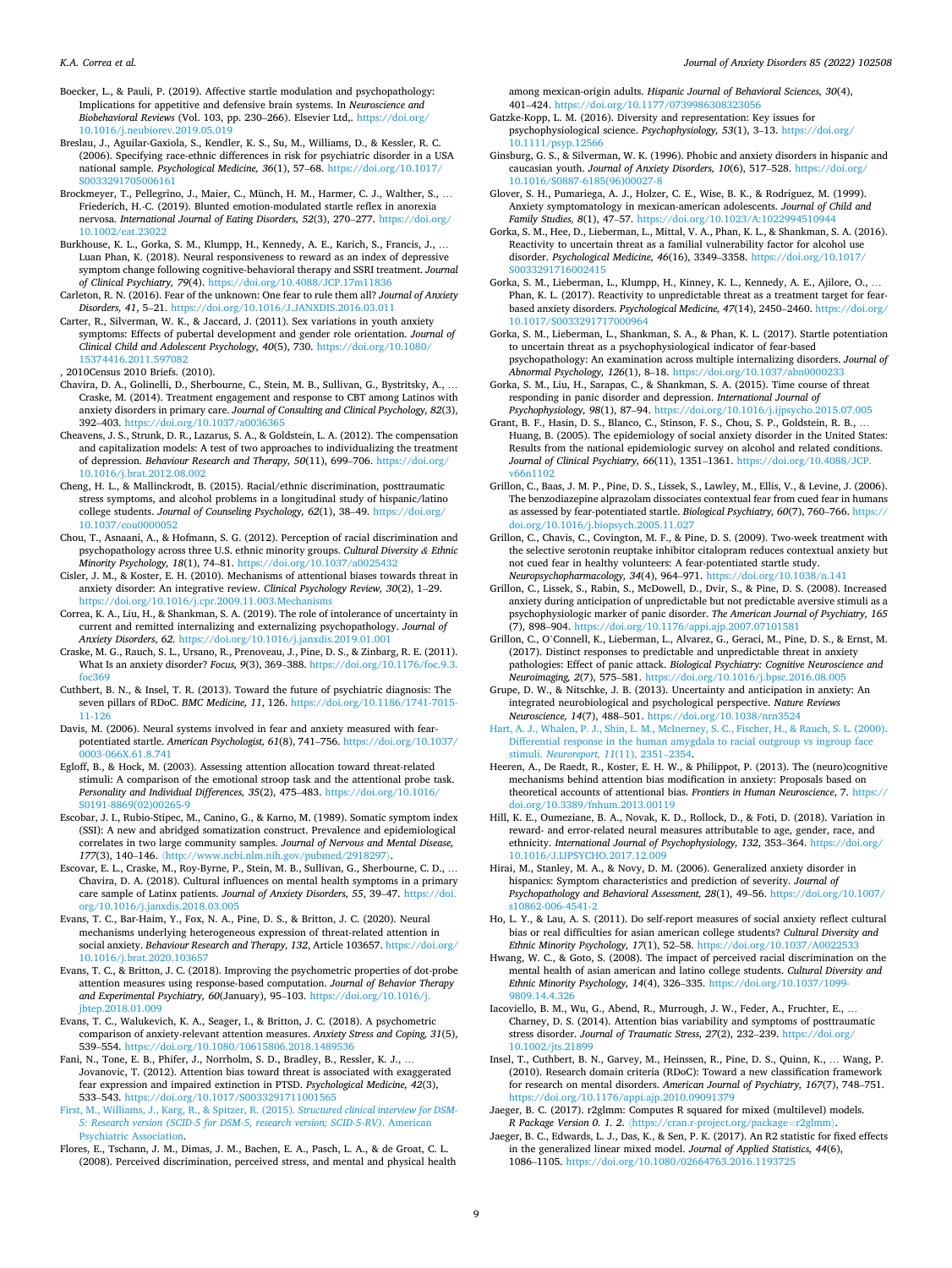Boecker, L., & Pauli, P. (2019). Affective startle modulation and psychopathology: Implications for appetitive and defensive brain systems. In *Neuroscience and Biobehavioral Reviews* (Vol. 103, pp. 230–266). Elsevier Ltd,. https://doi.org/10.1016/j.neubiorev.2019.05.019

Breslau, J., Aguilar-Gaxiola, S., Kendler, K. S., Su, M., Williams, D., & Kessler, R. C. (2006). Specifying race-ethnic differences in risk for psychiatric disorder in a USA national sample. *Psychological Medicine, 36*(1), 57–68. https://doi.org/10.1017/S0033291705006161

Brockmeyer, T., Pellegrino, J., Maier, C., Münch, H. M., Harmer, C. J., Walther, S., … Friederich, H.-C. (2019). Blunted emotion-modulated startle reflex in anorexia nervosa. *International Journal of Eating Disorders, 52*(3), 270–277. https://doi.org/10.1002/eat.23022

Burkhouse, K. L., Gorka, S. M., Klumpp, H., Kennedy, A. E., Karich, S., Francis, J., … Luan Phan, K. (2018). Neural responsiveness to reward as an index of depressive symptom change following cognitive-behavioral therapy and SSRI treatment. *Journal of Clinical Psychiatry, 79*(4). https://doi.org/10.4088/JCP.17m11836

Carleton, R. N. (2016). Fear of the unknown: One fear to rule them all? *Journal of Anxiety Disorders, 41*, 5–21. https://doi.org/10.1016/J.JANXDIS.2016.03.011

Carter, R., Silverman, W. K., & Jaccard, J. (2011). Sex variations in youth anxiety symptoms: Effects of pubertal development and gender role orientation. *Journal of Clinical Child and Adolescent Psychology, 40*(5), 730. https://doi.org/10.1080/15374416.2011.597082

, 2010Census 2010 Briefs. (2010).

Chavira, D. A., Golinelli, D., Sherbourne, C., Stein, M. B., Sullivan, G., Bystritsky, A., … Craske, M. (2014). Treatment engagement and response to CBT among Latinos with anxiety disorders in primary care. *Journal of Consulting and Clinical Psychology, 82*(3), 392–403. https://doi.org/10.1037/a0036365

Cheavens, J. S., Strunk, D. R., Lazarus, S. A., & Goldstein, L. A. (2012). The compensation and capitalization models: A test of two approaches to individualizing the treatment of depression. *Behaviour Research and Therapy, 50*(11), 699–706. https://doi.org/10.1016/j.brat.2012.08.002

Cheng, H. L., & Mallinckrodt, B. (2015). Racial/ethnic discrimination, posttraumatic stress symptoms, and alcohol problems in a longitudinal study of hispanic/latino college students. *Journal of Counseling Psychology, 62*(1), 38–49. https://doi.org/10.1037/cou0000052

Chou, T., Asnaani, A., & Hofmann, S. G. (2012). Perception of racial discrimination and psychopathology across three U.S. ethnic minority groups. *Cultural Diversity & Ethnic Minority Psychology, 18*(1), 74–81. https://doi.org/10.1037/a0025432

Cisler, J. M., & Koster, E. H. (2010). Mechanisms of attentional biases towards threat in anxiety disorder: An integrative review. *Clinical Psychology Review, 30*(2), 1–29. https://doi.org/10.1016/j.cpr.2009.11.003.Mechanisms

Correa, K. A., Liu, H., & Shankman, S. A. (2019). The role of intolerance of uncertainty in current and remitted internalizing and externalizing psychopathology. *Journal of Anxiety Disorders, 62*. https://doi.org/10.1016/j.janxdis.2019.01.001

Craske, M. G., Rauch, S. L., Ursano, R., Prenoveau, J., Pine, D. S., & Zinbarg, R. E. (2011). What Is an anxiety disorder? *Focus, 9*(3), 369–388. https://doi.org/10.1176/foc.9.3.foc369

Cuthbert, B. N., & Insel, T. R. (2013). Toward the future of psychiatric diagnosis: The seven pillars of RDoC. *BMC Medicine, 11*, 126. https://doi.org/10.1186/1741-7015-11-126

Davis, M. (2006). Neural systems involved in fear and anxiety measured with fear-potentiated startle. *American Psychologist, 61*(8), 741–756. https://doi.org/10.1037/0003-066X.61.8.741

Egloff, B., & Hock, M. (2003). Assessing attention allocation toward threat-related stimuli: A comparison of the emotional stroop task and the attentional probe task. *Personality and Individual Differences, 35*(2), 475–483. https://doi.org/10.1016/S0191-8869(02)00265-9

Escobar, J. I., Rubio-Stipec, M., Canino, G., & Karno, M. (1989). Somatic symptom index (SSI): A new and abridged somatization construct. Prevalence and epidemiological correlates in two large community samples. *Journal of Nervous and Mental Disease, 177*(3), 140–146. 〈http://www.ncbi.nlm.nih.gov/pubmed/2918297〉.

Escovar, E. L., Craske, M., Roy-Byrne, P., Stein, M. B., Sullivan, G., Sherbourne, C. D., … Chavira, D. A. (2018). Cultural influences on mental health symptoms in a primary care sample of Latinx patients. *Journal of Anxiety Disorders, 55*, 39–47. https://doi.org/10.1016/j.janxdis.2018.03.005

Evans, T. C., Bar-Haim, Y., Fox, N. A., Pine, D. S., & Britton, J. C. (2020). Neural mechanisms underlying heterogeneous expression of threat-related attention in social anxiety. *Behaviour Research and Therapy, 132*, Article 103657. https://doi.org/10.1016/j.brat.2020.103657

Evans, T. C., & Britton, J. C. (2018). Improving the psychometric properties of dot-probe attention measures using response-based computation. *Journal of Behavior Therapy and Experimental Psychiatry, 60*(January), 95–103. https://doi.org/10.1016/j.jbtep.2018.01.009

Evans, T. C., Walukevich, K. A., Seager, I., & Britton, J. C. (2018). A psychometric comparison of anxiety-relevant attention measures. *Anxiety Stress and Coping, 31*(5), 539–554. https://doi.org/10.1080/10615806.2018.1489536

Fani, N., Tone, E. B., Phifer, J., Norrholm, S. D., Bradley, B., Ressler, K. J., … Jovanovic, T. (2012). Attention bias toward threat is associated with exaggerated fear expression and impaired extinction in PTSD. *Psychological Medicine, 42*(3), 533–543. https://doi.org/10.1017/S0033291711001565

First, M., Williams, J., Karg, R., & Spitzer, R. (2015). *Structured clinical interview for DSM-5: Research version (SCID-5 for DSM-5, research version; SCID-5-RV)*. American Psychiatric Association.

Flores, E., Tschann, J. M., Dimas, J. M., Bachen, E. A., Pasch, L. A., & de Groat, C. L. (2008). Perceived discrimination, perceived stress, and mental and physical health among mexican-origin adults. *Hispanic Journal of Behavioral Sciences, 30*(4), 401–424. https://doi.org/10.1177/0739986308323056

Gatzke-Kopp, L. M. (2016). Diversity and representation: Key issues for psychophysiological science. *Psychophysiology, 53*(1), 3–13. https://doi.org/10.1111/psyp.12566

Ginsburg, G. S., & Silverman, W. K. (1996). Phobic and anxiety disorders in hispanic and caucasian youth. *Journal of Anxiety Disorders, 10*(6), 517–528. https://doi.org/10.1016/S0887-6185(96)00027-8

Glover, S. H., Pumariega, A. J., Holzer, C. E., Wise, B. K., & Rodriguez, M. (1999). Anxiety symptomatology in mexican-american adolescents. *Journal of Child and Family Studies, 8*(1), 47–57. https://doi.org/10.1023/A:1022994510944

Gorka, S. M., Hee, D., Lieberman, L., Mittal, V. A., Phan, K. L., & Shankman, S. A. (2016). Reactivity to uncertain threat as a familial vulnerability factor for alcohol use disorder. *Psychological Medicine, 46*(16), 3349–3358. https://doi.org/10.1017/S0033291716002415

Gorka, S. M., Lieberman, L., Klumpp, H., Kinney, K. L., Kennedy, A. E., Ajilore, O., … Phan, K. L. (2017). Reactivity to unpredictable threat as a treatment target for fear-based anxiety disorders. *Psychological Medicine, 47*(14), 2450–2460. https://doi.org/10.1017/S0033291717000964

Gorka, S. M., Lieberman, L., Shankman, S. A., & Phan, K. L. (2017). Startle potentiation to uncertain threat as a psychophysiological indicator of fear-based psychopathology: An examination across multiple internalizing disorders. *Journal of Abnormal Psychology, 126*(1), 8–18. https://doi.org/10.1037/abn0000233

Gorka, S. M., Liu, H., Sarapas, C., & Shankman, S. A. (2015). Time course of threat responding in panic disorder and depression. *International Journal of Psychophysiology, 98*(1), 87–94. https://doi.org/10.1016/j.ijpsycho.2015.07.005

Grant, B. F., Hasin, D. S., Blanco, C., Stinson, F. S., Chou, S. P., Goldstein, R. B., … Huang, B. (2005). The epidemiology of social anxiety disorder in the United States: Results from the national epidemiologic survey on alcohol and related conditions. *Journal of Clinical Psychiatry, 66*(11), 1351–1361. https://doi.org/10.4088/JCP.v66n1102

Grillon, C., Baas, J. M. P., Pine, D. S., Lissek, S., Lawley, M., Ellis, V., & Levine, J. (2006). The benzodiazepine alprazolam dissociates contextual fear from cued fear in humans as assessed by fear-potentiated startle. *Biological Psychiatry, 60*(7), 760–766. https://doi.org/10.1016/j.biopsych.2005.11.027

Grillon, C., Chavis, C., Covington, M. F., & Pine, D. S. (2009). Two-week treatment with the selective serotonin reuptake inhibitor citalopram reduces contextual anxiety but not cued fear in healthy volunteers: A fear-potentiated startle study. *Neuropsychopharmacology, 34*(4), 964–971. https://doi.org/10.1038/n.141

Grillon, C., Lissek, S., Rabin, S., McDowell, D., Dvir, S., & Pine, D. S. (2008). Increased anxiety during anticipation of unpredictable but not predictable aversive stimuli as a psychophysiologic marker of panic disorder. *The American Journal of Psychiatry, 165*(7), 898–904. https://doi.org/10.1176/appi.ajp.2007.07101581

Grillon, C., O'Connell, K., Lieberman, L., Alvarez, G., Geraci, M., Pine, D. S., & Ernst, M. (2017). Distinct responses to predictable and unpredictable threat in anxiety pathologies: Effect of panic attack. *Biological Psychiatry: Cognitive Neuroscience and Neuroimaging, 2*(7), 575–581. https://doi.org/10.1016/j.bpsc.2016.08.005

Grupe, D. W., & Nitschke, J. B. (2013). Uncertainty and anticipation in anxiety: An integrated neurobiological and psychological perspective. *Nature Reviews Neuroscience, 14*(7), 488–501. https://doi.org/10.1038/nrn3524

Hart, A. J., Whalen, P. J., Shin, L. M., McInerney, S. C., Fischer, H., & Rauch, S. L. (2000). Differential response in the human amygdala to racial outgroup vs ingroup face stimuli. *Neuroreport, 11*(11), 2351–2354.

Heeren, A., De Raedt, R., Koster, E. H. W., & Philippot, P. (2013). The (neuro)cognitive mechanisms behind attention bias modification in anxiety: Proposals based on theoretical accounts of attentional bias. *Frontiers in Human Neuroscience, 7*. https://doi.org/10.3389/fnhum.2013.00119

Hill, K. E., Oumeziane, B. A., Novak, K. D., Rollock, D., & Foti, D. (2018). Variation in reward- and error-related neural measures attributable to age, gender, race, and ethnicity. *International Journal of Psychophysiology, 132*, 353–364. https://doi.org/10.1016/J.IJPSYCHO.2017.12.009

Hirai, M., Stanley, M. A., & Novy, D. M. (2006). Generalized anxiety disorder in hispanics: Symptom characteristics and prediction of severity. *Journal of Psychopathology and Behavioral Assessment, 28*(1), 49–56. https://doi.org/10.1007/s10862-006-4541-2

Ho, L. Y., & Lau, A. S. (2011). Do self-report measures of social anxiety reflect cultural bias or real difficulties for asian american college students? *Cultural Diversity and Ethnic Minority Psychology, 17*(1), 52–58. https://doi.org/10.1037/A0022533

Hwang, W. C., & Goto, S. (2008). The impact of perceived racial discrimination on the mental health of asian american and latino college students. *Cultural Diversity and Ethnic Minority Psychology, 14*(4), 326–335. https://doi.org/10.1037/1099-9809.14.4.326

Iacoviello, B. M., Wu, G., Abend, R., Murrough, J. W., Feder, A., Fruchter, E., … Charney, D. S. (2014). Attention bias variability and symptoms of posttraumatic stress disorder. *Journal of Traumatic Stress, 27*(2), 232–239. https://doi.org/10.1002/jts.21899

Insel, T., Cuthbert, B. N., Garvey, M., Heinssen, R., Pine, D. S., Quinn, K., … Wang, P. (2010). Research domain criteria (RDoC): Toward a new classification framework for research on mental disorders. *American Journal of Psychiatry, 167*(7), 748–751. https://doi.org/10.1176/appi.ajp.2010.09091379

Jaeger, B. C. (2017). r2glmm: Computes R squared for mixed (multilevel) models. *R Package Version 0. 1. 2*. 〈https://cran.r-project.org/package=r2glmm〉.

Jaeger, B. C., Edwards, L. J., Das, K., & Sen, P. K. (2017). An R2 statistic for fixed effects in the generalized linear mixed model. *Journal of Applied Statistics, 44*(6), 1086–1105. https://doi.org/10.1080/02664763.2016.1193725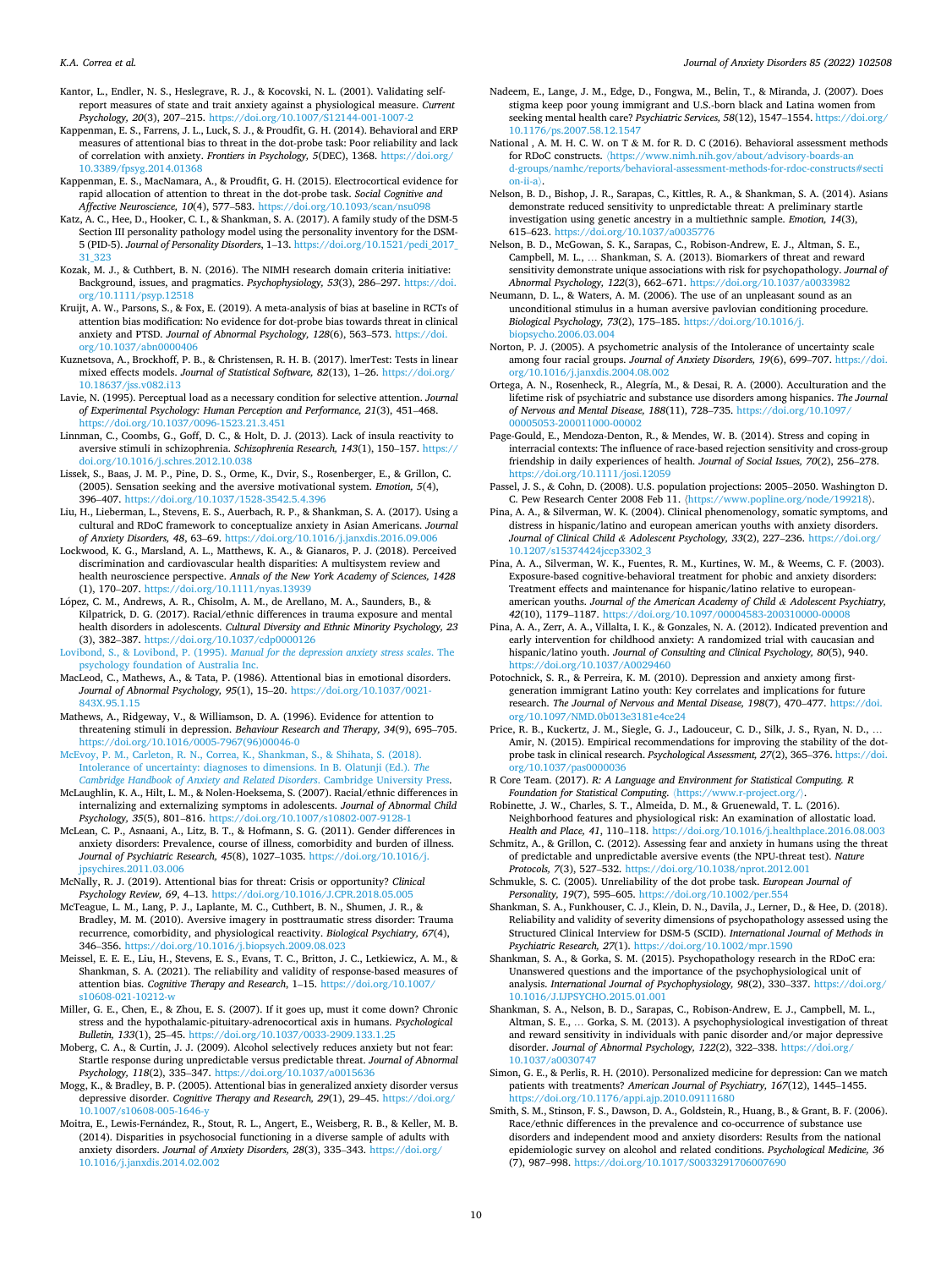Kantor, L., Endler, N. S., Heslegrave, R. J., & Kocovski, N. L. (2001). Validating self-report measures of state and trait anxiety against a physiological measure. *Current Psychology, 20*(3), 207–215. https://doi.org/10.1007/S12144-001-1007-2

Kappenman, E. S., Farrens, J. L., Luck, S. J., & Proudfit, G. H. (2014). Behavioral and ERP measures of attentional bias to threat in the dot-probe task: Poor reliability and lack of correlation with anxiety. *Frontiers in Psychology, 5*(DEC), 1368. https://doi.org/10.3389/fpsyg.2014.01368

Kappenman, E. S., MacNamara, A., & Proudfit, G. H. (2015). Electrocortical evidence for rapid allocation of attention to threat in the dot-probe task. *Social Cognitive and Affective Neuroscience, 10*(4), 577–583. https://doi.org/10.1093/scan/nsu098

Katz, A. C., Hee, D., Hooker, C. I., & Shankman, S. A. (2017). A family study of the DSM-5 Section III personality pathology model using the personality inventory for the DSM-5 (PID-5). *Journal of Personality Disorders*, 1–13. https://doi.org/10.1521/pedi_2017_31_323

Kozak, M. J., & Cuthbert, B. N. (2016). The NIMH research domain criteria initiative: Background, issues, and pragmatics. *Psychophysiology, 53*(3), 286–297. https://doi.org/10.1111/psyp.12518

Kruijt, A. W., Parsons, S., & Fox, E. (2019). A meta-analysis of bias at baseline in RCTs of attention bias modification: No evidence for dot-probe bias towards threat in clinical anxiety and PTSD. *Journal of Abnormal Psychology, 128*(6), 563–573. https://doi.org/10.1037/abn0000406

Kuznetsova, A., Brockhoff, P. B., & Christensen, R. H. B. (2017). lmerTest: Tests in linear mixed effects models. *Journal of Statistical Software, 82*(13), 1–26. https://doi.org/10.18637/jss.v082.i13

Lavie, N. (1995). Perceptual load as a necessary condition for selective attention. *Journal of Experimental Psychology: Human Perception and Performance, 21*(3), 451–468. https://doi.org/10.1037/0096-1523.21.3.451

Linnman, C., Coombs, G., Goff, D. C., & Holt, D. J. (2013). Lack of insula reactivity to aversive stimuli in schizophrenia. *Schizophrenia Research, 143*(1), 150–157. https://doi.org/10.1016/j.schres.2012.10.038

Lissek, S., Baas, J. M. P., Pine, D. S., Orme, K., Dvir, S., Rosenberger, E., & Grillon, C. (2005). Sensation seeking and the aversive motivational system. *Emotion, 5*(4), 396–407. https://doi.org/10.1037/1528-3542.5.4.396

Liu, H., Lieberman, L., Stevens, E. S., Auerbach, R. P., & Shankman, S. A. (2017). Using a cultural and RDoC framework to conceptualize anxiety in Asian Americans. *Journal of Anxiety Disorders, 48*, 63–69. https://doi.org/10.1016/j.janxdis.2016.09.006

Lockwood, K. G., Marsland, A. L., Matthews, K. A., & Gianaros, P. J. (2018). Perceived discrimination and cardiovascular health disparities: A multisystem review and health neuroscience perspective. *Annals of the New York Academy of Sciences, 1428* (1), 170–207. https://doi.org/10.1111/nyas.13939

López, C. M., Andrews, A. R., Chisolm, A. M., de Arellano, M. A., Saunders, B., & Kilpatrick, D. G. (2017). Racial/ethnic differences in trauma exposure and mental health disorders in adolescents. *Cultural Diversity and Ethnic Minority Psychology, 23* (3), 382–387. https://doi.org/10.1037/cdp0000126

Lovibond, S., & Lovibond, P. (1995). *Manual for the depression anxiety stress scales*. The psychology foundation of Australia Inc.

MacLeod, C., Mathews, A., & Tata, P. (1986). Attentional bias in emotional disorders. *Journal of Abnormal Psychology, 95*(1), 15–20. https://doi.org/10.1037/0021-843X.95.1.15

Mathews, A., Ridgeway, V., & Williamson, D. A. (1996). Evidence for attention to threatening stimuli in depression. *Behaviour Research and Therapy, 34*(9), 695–705. https://doi.org/10.1016/0005-7967(96)00046-0

McEvoy, P. M., Carleton, R. N., Correa, K., Shankman, S., & Shihata, S. (2018). Intolerance of uncertainty: diagnoses to dimensions. In B. Olatunji (Ed.). *The Cambridge Handbook of Anxiety and Related Disorders*. Cambridge University Press.

McLaughlin, K. A., Hilt, L. M., & Nolen-Hoeksema, S. (2007). Racial/ethnic differences in internalizing and externalizing symptoms in adolescents. *Journal of Abnormal Child Psychology, 35*(5), 801–816. https://doi.org/10.1007/s10802-007-9128-1

McLean, C. P., Asnaani, A., Litz, B. T., & Hofmann, S. G. (2011). Gender differences in anxiety disorders: Prevalence, course of illness, comorbidity and burden of illness. *Journal of Psychiatric Research, 45*(8), 1027–1035. https://doi.org/10.1016/j.jpsychires.2011.03.006

McNally, R. J. (2019). Attentional bias for threat: Crisis or opportunity? *Clinical Psychology Review, 69*, 4–13. https://doi.org/10.1016/J.CPR.2018.05.005

McTeague, L. M., Lang, P. J., Laplante, M. C., Cuthbert, B. N., Shumen, J. R., & Bradley, M. M. (2010). Aversive imagery in posttraumatic stress disorder: Trauma recurrence, comorbidity, and physiological reactivity. *Biological Psychiatry, 67*(4), 346–356. https://doi.org/10.1016/j.biopsych.2009.08.023

Meissel, E. E. E., Liu, H., Stevens, E. S., Evans, T. C., Britton, J. C., Letkiewicz, A. M., & Shankman, S. A. (2021). The reliability and validity of response-based measures of attention bias. *Cognitive Therapy and Research*, 1–15. https://doi.org/10.1007/s10608-021-10212-w

Miller, G. E., Chen, E., & Zhou, E. S. (2007). If it goes up, must it come down? Chronic stress and the hypothalamic-pituitary-adrenocortical axis in humans. *Psychological Bulletin, 133*(1), 25–45. https://doi.org/10.1037/0033-2909.133.1.25

Moberg, C. A., & Curtin, J. J. (2009). Alcohol selectively reduces anxiety but not fear: Startle response during unpredictable versus predictable threat. *Journal of Abnormal Psychology, 118*(2), 335–347. https://doi.org/10.1037/a0015636

Mogg, K., & Bradley, B. P. (2005). Attentional bias in generalized anxiety disorder versus depressive disorder. *Cognitive Therapy and Research, 29*(1), 29–45. https://doi.org/10.1007/s10608-005-1646-y

Moitra, E., Lewis-Fernández, R., Stout, R. L., Angert, E., Weisberg, R. B., & Keller, M. B. (2014). Disparities in psychosocial functioning in a diverse sample of adults with anxiety disorders. *Journal of Anxiety Disorders, 28*(3), 335–343. https://doi.org/10.1016/j.janxdis.2014.02.002

Nadeem, E., Lange, J. M., Edge, D., Fongwa, M., Belin, T., & Miranda, J. (2007). Does stigma keep poor young immigrant and U.S.-born black and Latina women from seeking mental health care? *Psychiatric Services, 58*(12), 1547–1554. https://doi.org/10.1176/ps.2007.58.12.1547

National , A. M. H. C. W. on T & M. for R. D. C (2016). Behavioral assessment methods for RDoC constructs. 〈https://www.nimh.nih.gov/about/advisory-boards-and-groups/namhc/reports/behavioral-assessment-methods-for-rdoc-constructs#section-ii-a〉.

Nelson, B. D., Bishop, J. R., Sarapas, C., Kittles, R. A., & Shankman, S. A. (2014). Asians demonstrate reduced sensitivity to unpredictable threat: A preliminary startle investigation using genetic ancestry in a multiethnic sample. *Emotion, 14*(3), 615–623. https://doi.org/10.1037/a0035776

Nelson, B. D., McGowan, S. K., Sarapas, C., Robison-Andrew, E. J., Altman, S. E., Campbell, M. L., … Shankman, S. A. (2013). Biomarkers of threat and reward sensitivity demonstrate unique associations with risk for psychopathology. *Journal of Abnormal Psychology, 122*(3), 662–671. https://doi.org/10.1037/a0033982

Neumann, D. L., & Waters, A. M. (2006). The use of an unpleasant sound as an unconditional stimulus in a human aversive pavlovian conditioning procedure. *Biological Psychology, 73*(2), 175–185. https://doi.org/10.1016/j.biopsycho.2006.03.004

Norton, P. J. (2005). A psychometric analysis of the Intolerance of uncertainty scale among four racial groups. *Journal of Anxiety Disorders, 19*(6), 699–707. https://doi.org/10.1016/j.janxdis.2004.08.002

Ortega, A. N., Rosenheck, R., Alegría, M., & Desai, R. A. (2000). Acculturation and the lifetime risk of psychiatric and substance use disorders among hispanics. *The Journal of Nervous and Mental Disease, 188*(11), 728–735. https://doi.org/10.1097/00005053-200011000-00002

Page-Gould, E., Mendoza-Denton, R., & Mendes, W. B. (2014). Stress and coping in interracial contexts: The influence of race-based rejection sensitivity and cross-group friendship in daily experiences of health. *Journal of Social Issues, 70*(2), 256–278. https://doi.org/10.1111/josi.12059

Passel, J. S., & Cohn, D. (2008). U.S. population projections: 2005–2050. Washington D. C. Pew Research Center 2008 Feb 11. 〈https://www.popline.org/node/199218〉.

Pina, A. A., & Silverman, W. K. (2004). Clinical phenomenology, somatic symptoms, and distress in hispanic/latino and european american youths with anxiety disorders. *Journal of Clinical Child & Adolescent Psychology, 33*(2), 227–236. https://doi.org/10.1207/s15374424jccp3302_3

Pina, A. A., Silverman, W. K., Fuentes, R. M., Kurtines, W. M., & Weems, C. F. (2003). Exposure-based cognitive-behavioral treatment for phobic and anxiety disorders: Treatment effects and maintenance for hispanic/latino relative to european-american youths. *Journal of the American Academy of Child & Adolescent Psychiatry, 42*(10), 1179–1187. https://doi.org/10.1097/00004583-200310000-00008

Pina, A. A., Zerr, A. A., Villalta, I. K., & Gonzales, N. A. (2012). Indicated prevention and early intervention for childhood anxiety: A randomized trial with caucasian and hispanic/latino youth. *Journal of Consulting and Clinical Psychology, 80*(5), 940. https://doi.org/10.1037/A0029460

Potochnick, S. R., & Perreira, K. M. (2010). Depression and anxiety among first-generation immigrant Latino youth: Key correlates and implications for future research. *The Journal of Nervous and Mental Disease, 198*(7), 470–477. https://doi.org/10.1097/NMD.0b013e3181e4ce24

Price, R. B., Kuckertz, J. M., Siegle, G. J., Ladouceur, C. D., Silk, J. S., Ryan, N. D., … Amir, N. (2015). Empirical recommendations for improving the stability of the dot-probe task in clinical research. *Psychological Assessment, 27*(2), 365–376. https://doi.org/10.1037/pas0000036

R Core Team. (2017). *R: A Language and Environment for Statistical Computing. R Foundation for Statistical Computing*. 〈https://www.r-project.org/〉.

Robinette, J. W., Charles, S. T., Almeida, D. M., & Gruenewald, T. L. (2016). Neighborhood features and physiological risk: An examination of allostatic load. *Health and Place, 41*, 110–118. https://doi.org/10.1016/j.healthplace.2016.08.003

Schmitz, A., & Grillon, C. (2012). Assessing fear and anxiety in humans using the threat of predictable and unpredictable aversive events (the NPU-threat test). *Nature Protocols, 7*(3), 527–532. https://doi.org/10.1038/nprot.2012.001

Schmukle, S. C. (2005). Unreliability of the dot probe task. *European Journal of Personality, 19*(7), 595–605. https://doi.org/10.1002/per.554

Shankman, S. A., Funkhouser, C. J., Klein, D. N., Davila, J., Lerner, D., & Hee, D. (2018). Reliability and validity of severity dimensions of psychopathology assessed using the Structured Clinical Interview for DSM-5 (SCID). *International Journal of Methods in Psychiatric Research, 27*(1). https://doi.org/10.1002/mpr.1590

Shankman, S. A., & Gorka, S. M. (2015). Psychopathology research in the RDoC era: Unanswered questions and the importance of the psychophysiological unit of analysis. *International Journal of Psychophysiology, 98*(2), 330–337. https://doi.org/10.1016/J.IJPSYCHO.2015.01.001

Shankman, S. A., Nelson, B. D., Sarapas, C., Robison-Andrew, E. J., Campbell, M. L., Altman, S. E., … Gorka, S. M. (2013). A psychophysiological investigation of threat and reward sensitivity in individuals with panic disorder and/or major depressive disorder. *Journal of Abnormal Psychology, 122*(2), 322–338. https://doi.org/10.1037/a0030747

Simon, G. E., & Perlis, R. H. (2010). Personalized medicine for depression: Can we match patients with treatments? *American Journal of Psychiatry, 167*(12), 1445–1455. https://doi.org/10.1176/appi.ajp.2010.09111680

Smith, S. M., Stinson, F. S., Dawson, D. A., Goldstein, R., Huang, B., & Grant, B. F. (2006). Race/ethnic differences in the prevalence and co-occurrence of substance use disorders and independent mood and anxiety disorders: Results from the national epidemiologic survey on alcohol and related conditions. *Psychological Medicine, 36* (7), 987–998. https://doi.org/10.1017/S0033291706007690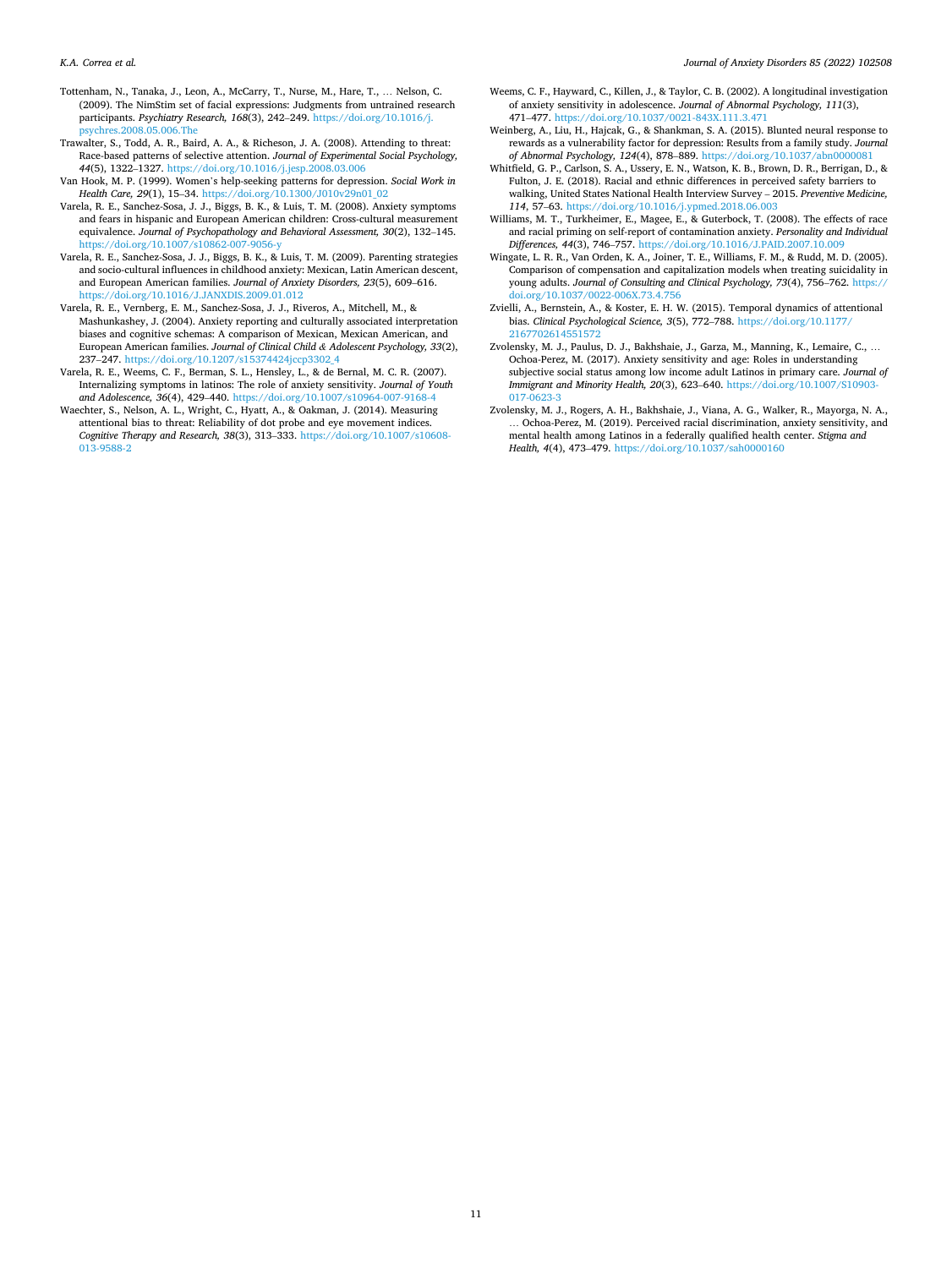Tottenham, N., Tanaka, J., Leon, A., McCarry, T., Nurse, M., Hare, T., … Nelson, C. (2009). The NimStim set of facial expressions: Judgments from untrained research participants. *Psychiatry Research, 168*(3), 242–249. https://doi.org/10.1016/j.psychres.2008.05.006.The

Trawalter, S., Todd, A. R., Baird, A. A., & Richeson, J. A. (2008). Attending to threat: Race-based patterns of selective attention. *Journal of Experimental Social Psychology, 44*(5), 1322–1327. https://doi.org/10.1016/j.jesp.2008.03.006

Van Hook, M. P. (1999). Women's help-seeking patterns for depression. *Social Work in Health Care, 29*(1), 15–34. https://doi.org/10.1300/J010v29n01_02

Varela, R. E., Sanchez-Sosa, J. J., Biggs, B. K., & Luis, T. M. (2008). Anxiety symptoms and fears in hispanic and European American children: Cross-cultural measurement equivalence. *Journal of Psychopathology and Behavioral Assessment, 30*(2), 132–145. https://doi.org/10.1007/s10862-007-9056-y

Varela, R. E., Sanchez-Sosa, J. J., Biggs, B. K., & Luis, T. M. (2009). Parenting strategies and socio-cultural influences in childhood anxiety: Mexican, Latin American descent, and European American families. *Journal of Anxiety Disorders, 23*(5), 609–616. https://doi.org/10.1016/J.JANXDIS.2009.01.012

Varela, R. E., Vernberg, E. M., Sanchez-Sosa, J. J., Riveros, A., Mitchell, M., & Mashunkashey, J. (2004). Anxiety reporting and culturally associated interpretation biases and cognitive schemas: A comparison of Mexican, Mexican American, and European American families. *Journal of Clinical Child & Adolescent Psychology, 33*(2), 237–247. https://doi.org/10.1207/s15374424jccp3302_4

Varela, R. E., Weems, C. F., Berman, S. L., Hensley, L., & de Bernal, M. C. R. (2007). Internalizing symptoms in latinos: The role of anxiety sensitivity. *Journal of Youth and Adolescence, 36*(4), 429–440. https://doi.org/10.1007/s10964-007-9168-4

Waechter, S., Nelson, A. L., Wright, C., Hyatt, A., & Oakman, J. (2014). Measuring attentional bias to threat: Reliability of dot probe and eye movement indices. *Cognitive Therapy and Research, 38*(3), 313–333. https://doi.org/10.1007/s10608-013-9588-2

Weems, C. F., Hayward, C., Killen, J., & Taylor, C. B. (2002). A longitudinal investigation of anxiety sensitivity in adolescence. *Journal of Abnormal Psychology, 111*(3), 471–477. https://doi.org/10.1037/0021-843X.111.3.471

Weinberg, A., Liu, H., Hajcak, G., & Shankman, S. A. (2015). Blunted neural response to rewards as a vulnerability factor for depression: Results from a family study. *Journal of Abnormal Psychology, 124*(4), 878–889. https://doi.org/10.1037/abn0000081

Whitfield, G. P., Carlson, S. A., Ussery, E. N., Watson, K. B., Brown, D. R., Berrigan, D., & Fulton, J. E. (2018). Racial and ethnic differences in perceived safety barriers to walking, United States National Health Interview Survey – 2015. *Preventive Medicine, 114*, 57–63. https://doi.org/10.1016/j.ypmed.2018.06.003

Williams, M. T., Turkheimer, E., Magee, E., & Guterbock, T. (2008). The effects of race and racial priming on self-report of contamination anxiety. *Personality and Individual Differences, 44*(3), 746–757. https://doi.org/10.1016/J.PAID.2007.10.009

Wingate, L. R. R., Van Orden, K. A., Joiner, T. E., Williams, F. M., & Rudd, M. D. (2005). Comparison of compensation and capitalization models when treating suicidality in young adults. *Journal of Consulting and Clinical Psychology, 73*(4), 756–762. https://doi.org/10.1037/0022-006X.73.4.756

Zvielli, A., Bernstein, A., & Koster, E. H. W. (2015). Temporal dynamics of attentional bias. *Clinical Psychological Science, 3*(5), 772–788. https://doi.org/10.1177/2167702614551572

Zvolensky, M. J., Paulus, D. J., Bakhshaie, J., Garza, M., Manning, K., Lemaire, C., … Ochoa-Perez, M. (2017). Anxiety sensitivity and age: Roles in understanding subjective social status among low income adult Latinos in primary care. *Journal of Immigrant and Minority Health, 20*(3), 623–640. https://doi.org/10.1007/S10903-017-0623-3

Zvolensky, M. J., Rogers, A. H., Bakhshaie, J., Viana, A. G., Walker, R., Mayorga, N. A., … Ochoa-Perez, M. (2019). Perceived racial discrimination, anxiety sensitivity, and mental health among Latinos in a federally qualified health center. *Stigma and Health, 4*(4), 473–479. https://doi.org/10.1037/sah0000160